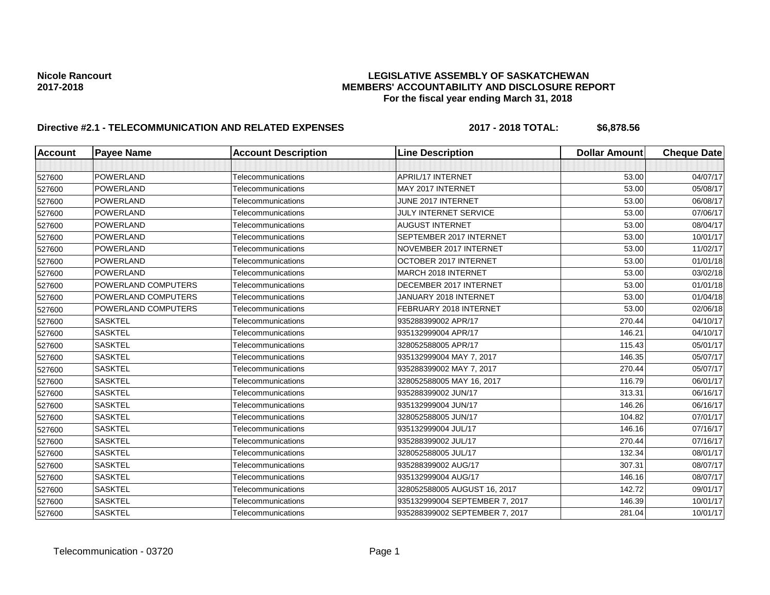**Nicole Rancourt**
**2017-2018**

# LEGISLATIVE ASSEMBLY OF SASKATCHEWAN
## MEMBERS' ACCOUNTABILITY AND DISCLOSURE REPORT
### For the fiscal year ending March 31, 2018

**Directive #2.1 - TELECOMMUNICATION AND RELATED EXPENSES** **2017 - 2018 TOTAL: $6,878.56**

| Account | Payee Name | Account Description | Line Description | Dollar Amount | Cheque Date |
|---|---|---|---|---|---|
| | | | | | |
| 527600 | POWERLAND | Telecommunications | APRIL/17 INTERNET | 53.00 | 04/07/17 |
| 527600 | POWERLAND | Telecommunications | MAY 2017 INTERNET | 53.00 | 05/08/17 |
| 527600 | POWERLAND | Telecommunications | JUNE 2017 INTERNET | 53.00 | 06/08/17 |
| 527600 | POWERLAND | Telecommunications | JULY INTERNET SERVICE | 53.00 | 07/06/17 |
| 527600 | POWERLAND | Telecommunications | AUGUST INTERNET | 53.00 | 08/04/17 |
| 527600 | POWERLAND | Telecommunications | SEPTEMBER 2017 INTERNET | 53.00 | 10/01/17 |
| 527600 | POWERLAND | Telecommunications | NOVEMBER 2017 INTERNET | 53.00 | 11/02/17 |
| 527600 | POWERLAND | Telecommunications | OCTOBER 2017 INTERNET | 53.00 | 01/01/18 |
| 527600 | POWERLAND | Telecommunications | MARCH 2018 INTERNET | 53.00 | 03/02/18 |
| 527600 | POWERLAND COMPUTERS | Telecommunications | DECEMBER 2017 INTERNET | 53.00 | 01/01/18 |
| 527600 | POWERLAND COMPUTERS | Telecommunications | JANUARY 2018 INTERNET | 53.00 | 01/04/18 |
| 527600 | POWERLAND COMPUTERS | Telecommunications | FEBRUARY 2018 INTERNET | 53.00 | 02/06/18 |
| 527600 | SASKTEL | Telecommunications | 935288399002 APR/17 | 270.44 | 04/10/17 |
| 527600 | SASKTEL | Telecommunications | 935132999004 APR/17 | 146.21 | 04/10/17 |
| 527600 | SASKTEL | Telecommunications | 328052588005 APR/17 | 115.43 | 05/01/17 |
| 527600 | SASKTEL | Telecommunications | 935132999004 MAY 7, 2017 | 146.35 | 05/07/17 |
| 527600 | SASKTEL | Telecommunications | 935288399002 MAY 7, 2017 | 270.44 | 05/07/17 |
| 527600 | SASKTEL | Telecommunications | 328052588005 MAY 16, 2017 | 116.79 | 06/01/17 |
| 527600 | SASKTEL | Telecommunications | 935288399002 JUN/17 | 313.31 | 06/16/17 |
| 527600 | SASKTEL | Telecommunications | 935132999004 JUN/17 | 146.26 | 06/16/17 |
| 527600 | SASKTEL | Telecommunications | 328052588005 JUN/17 | 104.82 | 07/01/17 |
| 527600 | SASKTEL | Telecommunications | 935132999004 JUL/17 | 146.16 | 07/16/17 |
| 527600 | SASKTEL | Telecommunications | 935288399002 JUL/17 | 270.44 | 07/16/17 |
| 527600 | SASKTEL | Telecommunications | 328052588005 JUL/17 | 132.34 | 08/01/17 |
| 527600 | SASKTEL | Telecommunications | 935288399002 AUG/17 | 307.31 | 08/07/17 |
| 527600 | SASKTEL | Telecommunications | 935132999004 AUG/17 | 146.16 | 08/07/17 |
| 527600 | SASKTEL | Telecommunications | 328052588005 AUGUST 16, 2017 | 142.72 | 09/01/17 |
| 527600 | SASKTEL | Telecommunications | 935132999004 SEPTEMBER 7, 2017 | 146.39 | 10/01/17 |
| 527600 | SASKTEL | Telecommunications | 935288399002 SEPTEMBER 7, 2017 | 281.04 | 10/01/17 |

Telecommunication - 03720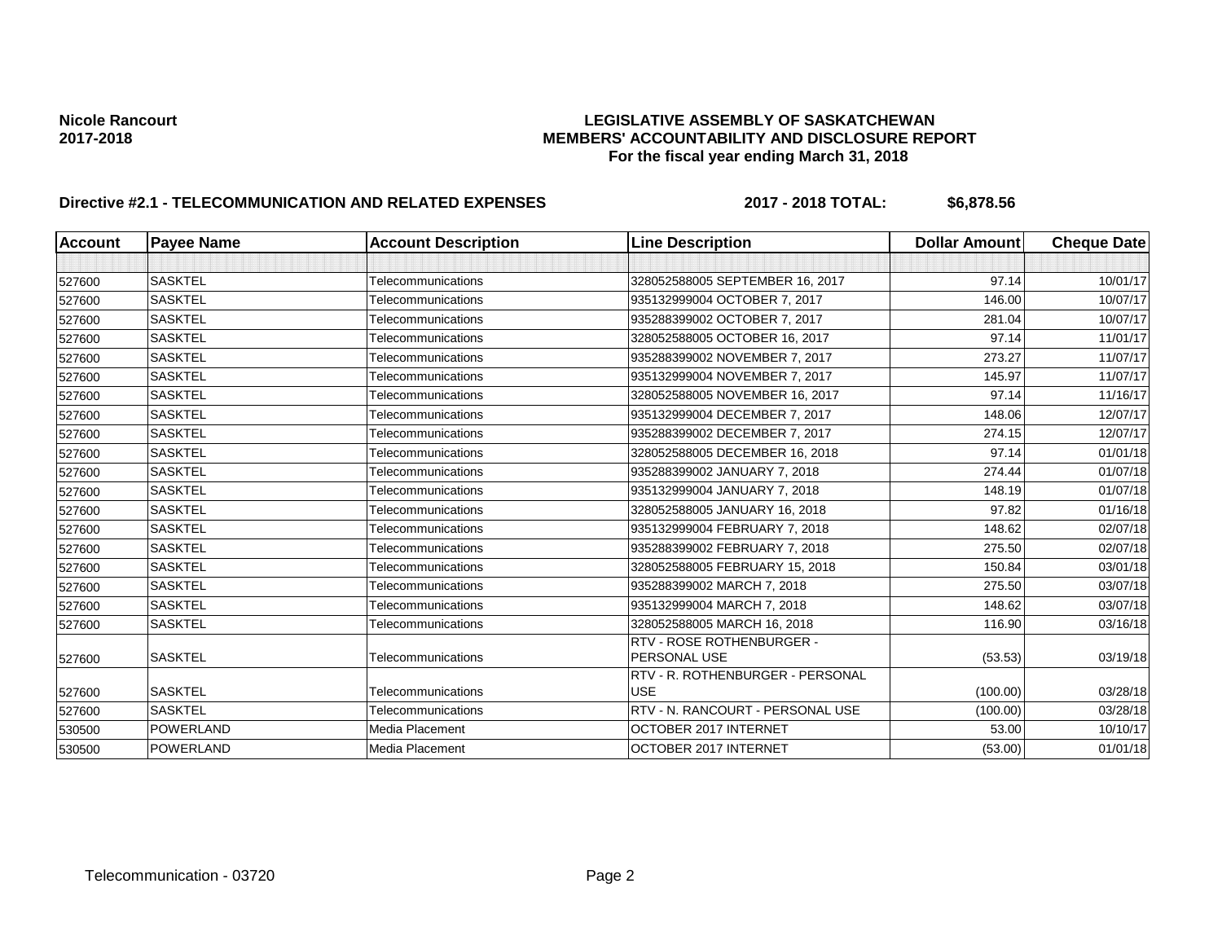**Nicole Rancourt**
**2017-2018**

**LEGISLATIVE ASSEMBLY OF SASKATCHEWAN**
**MEMBERS' ACCOUNTABILITY AND DISCLOSURE REPORT**
**For the fiscal year ending March 31, 2018**

**Directive #2.1 - TELECOMMUNICATION AND RELATED EXPENSES** **2017 - 2018 TOTAL: $6,878.56**

| Account | Payee Name | Account Description | Line Description | Dollar Amount | Cheque Date |
|---|---|---|---|---|---|
| | | | | | |
| 527600 | SASKTEL | Telecommunications | 328052588005 SEPTEMBER 16, 2017 | 97.14 | 10/01/17 |
| 527600 | SASKTEL | Telecommunications | 935132999004 OCTOBER 7, 2017 | 146.00 | 10/07/17 |
| 527600 | SASKTEL | Telecommunications | 935288399002 OCTOBER 7, 2017 | 281.04 | 10/07/17 |
| 527600 | SASKTEL | Telecommunications | 328052588005 OCTOBER 16, 2017 | 97.14 | 11/01/17 |
| 527600 | SASKTEL | Telecommunications | 935288399002 NOVEMBER 7, 2017 | 273.27 | 11/07/17 |
| 527600 | SASKTEL | Telecommunications | 935132999004 NOVEMBER 7, 2017 | 145.97 | 11/07/17 |
| 527600 | SASKTEL | Telecommunications | 328052588005 NOVEMBER 16, 2017 | 97.14 | 11/16/17 |
| 527600 | SASKTEL | Telecommunications | 935132999004 DECEMBER 7, 2017 | 148.06 | 12/07/17 |
| 527600 | SASKTEL | Telecommunications | 935288399002 DECEMBER 7, 2017 | 274.15 | 12/07/17 |
| 527600 | SASKTEL | Telecommunications | 328052588005 DECEMBER 16, 2018 | 97.14 | 01/01/18 |
| 527600 | SASKTEL | Telecommunications | 935288399002 JANUARY 7, 2018 | 274.44 | 01/07/18 |
| 527600 | SASKTEL | Telecommunications | 935132999004 JANUARY 7, 2018 | 148.19 | 01/07/18 |
| 527600 | SASKTEL | Telecommunications | 328052588005 JANUARY 16, 2018 | 97.82 | 01/16/18 |
| 527600 | SASKTEL | Telecommunications | 935132999004 FEBRUARY 7, 2018 | 148.62 | 02/07/18 |
| 527600 | SASKTEL | Telecommunications | 935288399002 FEBRUARY 7, 2018 | 275.50 | 02/07/18 |
| 527600 | SASKTEL | Telecommunications | 328052588005 FEBRUARY 15, 2018 | 150.84 | 03/01/18 |
| 527600 | SASKTEL | Telecommunications | 935288399002 MARCH 7, 2018 | 275.50 | 03/07/18 |
| 527600 | SASKTEL | Telecommunications | 935132999004 MARCH 7, 2018 | 148.62 | 03/07/18 |
| 527600 | SASKTEL | Telecommunications | 328052588005 MARCH 16, 2018 | 116.90 | 03/16/18 |
| 527600 | SASKTEL | Telecommunications | RTV - ROSE ROTHENBURGER - PERSONAL USE | (53.53) | 03/19/18 |
| 527600 | SASKTEL | Telecommunications | RTV - R. ROTHENBURGER - PERSONAL USE | (100.00) | 03/28/18 |
| 527600 | SASKTEL | Telecommunications | RTV - N. RANCOURT - PERSONAL USE | (100.00) | 03/28/18 |
| 530500 | POWERLAND | Media Placement | OCTOBER 2017 INTERNET | 53.00 | 10/10/17 |
| 530500 | POWERLAND | Media Placement | OCTOBER 2017 INTERNET | (53.00) | 01/01/18 |

Telecommunication - 03720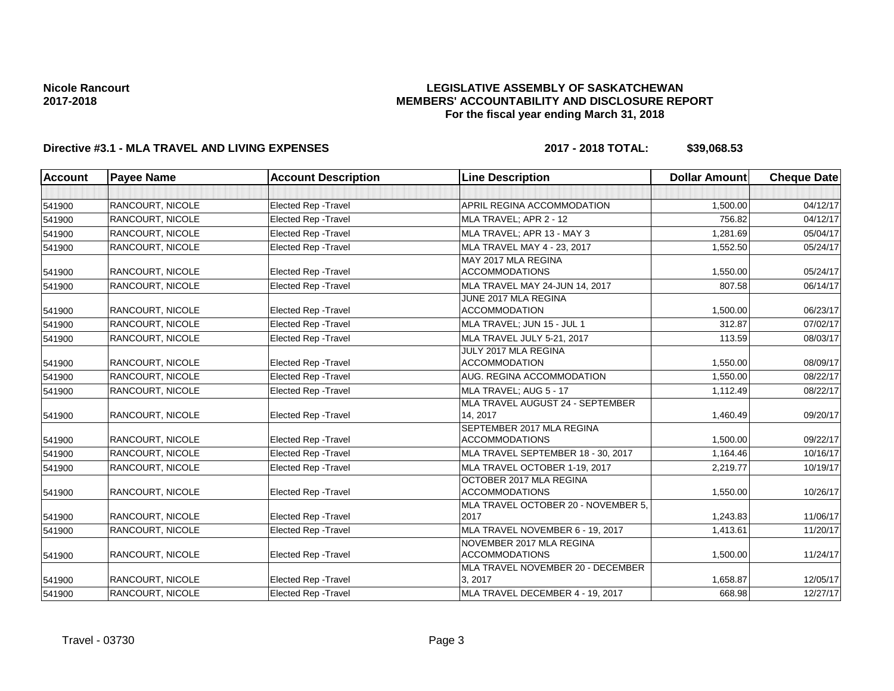**Nicole Rancourt**
**2017-2018**

**LEGISLATIVE ASSEMBLY OF SASKATCHEWAN**
**MEMBERS' ACCOUNTABILITY AND DISCLOSURE REPORT**
**For the fiscal year ending March 31, 2018**

**Directive #3.1 - MLA TRAVEL AND LIVING EXPENSES** **2017 - 2018 TOTAL: $39,068.53**

| Account | Payee Name | Account Description | Line Description | Dollar Amount | Cheque Date |
|---|---|---|---|---|---|
| | | | | | |
| 541900 | RANCOURT, NICOLE | Elected Rep -Travel | APRIL REGINA ACCOMMODATION | 1,500.00 | 04/12/17 |
| 541900 | RANCOURT, NICOLE | Elected Rep -Travel | MLA TRAVEL; APR 2 - 12 | 756.82 | 04/12/17 |
| 541900 | RANCOURT, NICOLE | Elected Rep -Travel | MLA TRAVEL; APR 13 - MAY 3 | 1,281.69 | 05/04/17 |
| 541900 | RANCOURT, NICOLE | Elected Rep -Travel | MLA TRAVEL MAY 4 - 23, 2017 | 1,552.50 | 05/24/17 |
| 541900 | RANCOURT, NICOLE | Elected Rep -Travel | MAY 2017 MLA REGINA ACCOMMODATIONS | 1,550.00 | 05/24/17 |
| 541900 | RANCOURT, NICOLE | Elected Rep -Travel | MLA TRAVEL MAY 24-JUN 14, 2017 | 807.58 | 06/14/17 |
| 541900 | RANCOURT, NICOLE | Elected Rep -Travel | JUNE 2017 MLA REGINA ACCOMMODATION | 1,500.00 | 06/23/17 |
| 541900 | RANCOURT, NICOLE | Elected Rep -Travel | MLA TRAVEL; JUN 15 - JUL 1 | 312.87 | 07/02/17 |
| 541900 | RANCOURT, NICOLE | Elected Rep -Travel | MLA TRAVEL JULY 5-21, 2017 | 113.59 | 08/03/17 |
| 541900 | RANCOURT, NICOLE | Elected Rep -Travel | JULY 2017 MLA REGINA ACCOMMODATION | 1,550.00 | 08/09/17 |
| 541900 | RANCOURT, NICOLE | Elected Rep -Travel | AUG. REGINA ACCOMMODATION | 1,550.00 | 08/22/17 |
| 541900 | RANCOURT, NICOLE | Elected Rep -Travel | MLA TRAVEL; AUG 5 - 17 | 1,112.49 | 08/22/17 |
| 541900 | RANCOURT, NICOLE | Elected Rep -Travel | MLA TRAVEL AUGUST 24 - SEPTEMBER 14, 2017 | 1,460.49 | 09/20/17 |
| 541900 | RANCOURT, NICOLE | Elected Rep -Travel | SEPTEMBER 2017 MLA REGINA ACCOMMODATIONS | 1,500.00 | 09/22/17 |
| 541900 | RANCOURT, NICOLE | Elected Rep -Travel | MLA TRAVEL SEPTEMBER 18 - 30, 2017 | 1,164.46 | 10/16/17 |
| 541900 | RANCOURT, NICOLE | Elected Rep -Travel | MLA TRAVEL OCTOBER 1-19, 2017 | 2,219.77 | 10/19/17 |
| 541900 | RANCOURT, NICOLE | Elected Rep -Travel | OCTOBER 2017 MLA REGINA ACCOMMODATIONS | 1,550.00 | 10/26/17 |
| 541900 | RANCOURT, NICOLE | Elected Rep -Travel | MLA TRAVEL OCTOBER 20 - NOVEMBER 5, 2017 | 1,243.83 | 11/06/17 |
| 541900 | RANCOURT, NICOLE | Elected Rep -Travel | MLA TRAVEL NOVEMBER 6 - 19, 2017 | 1,413.61 | 11/20/17 |
| 541900 | RANCOURT, NICOLE | Elected Rep -Travel | NOVEMBER 2017 MLA REGINA ACCOMMODATIONS | 1,500.00 | 11/24/17 |
| 541900 | RANCOURT, NICOLE | Elected Rep -Travel | MLA TRAVEL NOVEMBER 20 - DECEMBER 3, 2017 | 1,658.87 | 12/05/17 |
| 541900 | RANCOURT, NICOLE | Elected Rep -Travel | MLA TRAVEL DECEMBER 4 - 19, 2017 | 668.98 | 12/27/17 |

Travel - 03730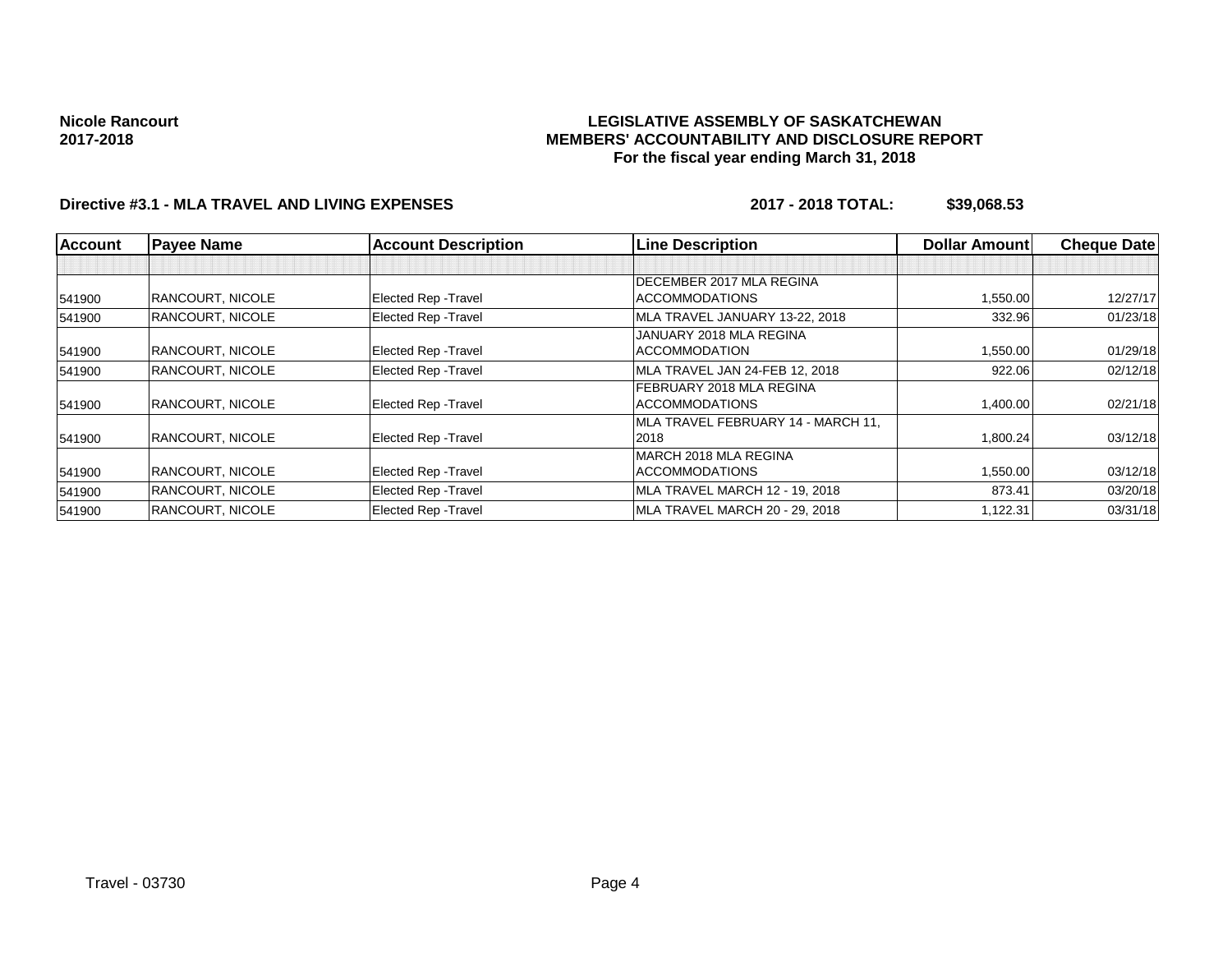**Nicole Rancourt**
**2017-2018**

**LEGISLATIVE ASSEMBLY OF SASKATCHEWAN**
**MEMBERS' ACCOUNTABILITY AND DISCLOSURE REPORT**
**For the fiscal year ending March 31, 2018**

**Directive #3.1 - MLA TRAVEL AND LIVING EXPENSES** **2017 - 2018 TOTAL: $39,068.53**

| Account | Payee Name | Account Description | Line Description | Dollar Amount | Cheque Date |
|---|---|---|---|---|---|
| | | | | | |
| 541900 | RANCOURT, NICOLE | Elected Rep -Travel | DECEMBER 2017 MLA REGINA ACCOMMODATIONS | 1,550.00 | 12/27/17 |
| 541900 | RANCOURT, NICOLE | Elected Rep -Travel | MLA TRAVEL JANUARY 13-22, 2018 | 332.96 | 01/23/18 |
| 541900 | RANCOURT, NICOLE | Elected Rep -Travel | JANUARY 2018 MLA REGINA ACCOMMODATION | 1,550.00 | 01/29/18 |
| 541900 | RANCOURT, NICOLE | Elected Rep -Travel | MLA TRAVEL JAN 24-FEB 12, 2018 | 922.06 | 02/12/18 |
| 541900 | RANCOURT, NICOLE | Elected Rep -Travel | FEBRUARY 2018 MLA REGINA ACCOMMODATIONS | 1,400.00 | 02/21/18 |
| 541900 | RANCOURT, NICOLE | Elected Rep -Travel | MLA TRAVEL FEBRUARY 14 - MARCH 11, 2018 | 1,800.24 | 03/12/18 |
| 541900 | RANCOURT, NICOLE | Elected Rep -Travel | MARCH 2018 MLA REGINA ACCOMMODATIONS | 1,550.00 | 03/12/18 |
| 541900 | RANCOURT, NICOLE | Elected Rep -Travel | MLA TRAVEL MARCH 12 - 19, 2018 | 873.41 | 03/20/18 |
| 541900 | RANCOURT, NICOLE | Elected Rep -Travel | MLA TRAVEL MARCH 20 - 29, 2018 | 1,122.31 | 03/31/18 |

Travel - 03730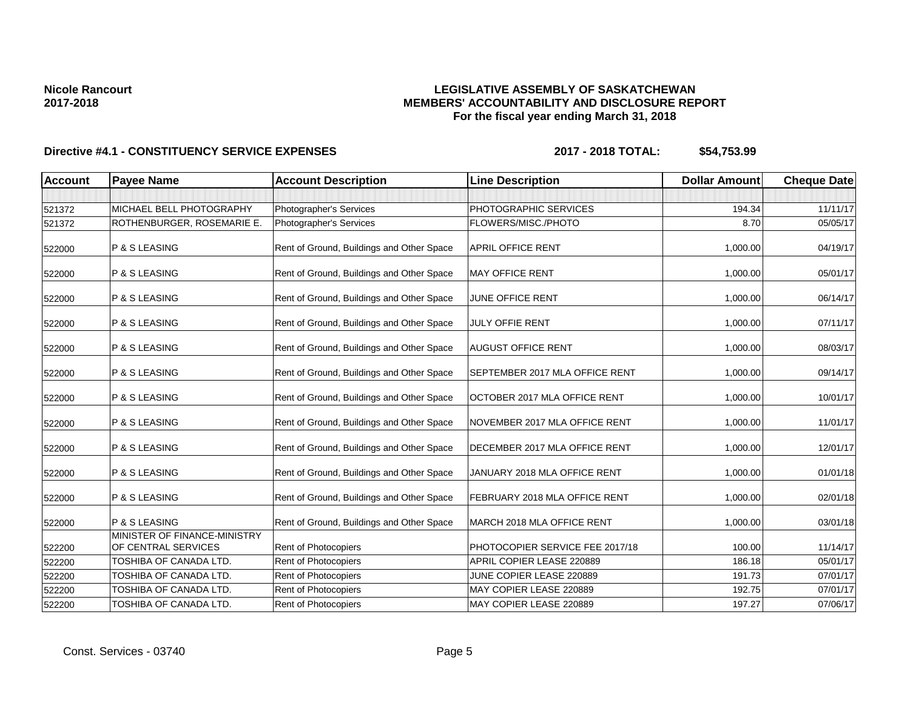**Nicole Rancourt**
**2017-2018**

**LEGISLATIVE ASSEMBLY OF SASKATCHEWAN**
**MEMBERS' ACCOUNTABILITY AND DISCLOSURE REPORT**
**For the fiscal year ending March 31, 2018**

**Directive #4.1 - CONSTITUENCY SERVICE EXPENSES** **2017 - 2018 TOTAL: $54,753.99**

| Account | Payee Name | Account Description | Line Description | Dollar Amount | Cheque Date |
|---|---|---|---|---|---|
| | | | | | |
| 521372 | MICHAEL BELL PHOTOGRAPHY | Photographer's Services | PHOTOGRAPHIC SERVICES | 194.34 | 11/11/17 |
| 521372 | ROTHENBURGER, ROSEMARIE E. | Photographer's Services | FLOWERS/MISC./PHOTO | 8.70 | 05/05/17 |
| 522000 | P & S LEASING | Rent of Ground, Buildings and Other Space | APRIL OFFICE RENT | 1,000.00 | 04/19/17 |
| 522000 | P & S LEASING | Rent of Ground, Buildings and Other Space | MAY OFFICE RENT | 1,000.00 | 05/01/17 |
| 522000 | P & S LEASING | Rent of Ground, Buildings and Other Space | JUNE OFFICE RENT | 1,000.00 | 06/14/17 |
| 522000 | P & S LEASING | Rent of Ground, Buildings and Other Space | JULY OFFIE RENT | 1,000.00 | 07/11/17 |
| 522000 | P & S LEASING | Rent of Ground, Buildings and Other Space | AUGUST OFFICE RENT | 1,000.00 | 08/03/17 |
| 522000 | P & S LEASING | Rent of Ground, Buildings and Other Space | SEPTEMBER 2017 MLA OFFICE RENT | 1,000.00 | 09/14/17 |
| 522000 | P & S LEASING | Rent of Ground, Buildings and Other Space | OCTOBER 2017 MLA OFFICE RENT | 1,000.00 | 10/01/17 |
| 522000 | P & S LEASING | Rent of Ground, Buildings and Other Space | NOVEMBER 2017 MLA OFFICE RENT | 1,000.00 | 11/01/17 |
| 522000 | P & S LEASING | Rent of Ground, Buildings and Other Space | DECEMBER 2017 MLA OFFICE RENT | 1,000.00 | 12/01/17 |
| 522000 | P & S LEASING | Rent of Ground, Buildings and Other Space | JANUARY 2018 MLA OFFICE RENT | 1,000.00 | 01/01/18 |
| 522000 | P & S LEASING | Rent of Ground, Buildings and Other Space | FEBRUARY 2018 MLA OFFICE RENT | 1,000.00 | 02/01/18 |
| 522000 | P & S LEASING | Rent of Ground, Buildings and Other Space | MARCH 2018 MLA OFFICE RENT | 1,000.00 | 03/01/18 |
| 522200 | MINISTER OF FINANCE-MINISTRY OF CENTRAL SERVICES | Rent of Photocopiers | PHOTOCOPIER SERVICE FEE 2017/18 | 100.00 | 11/14/17 |
| 522200 | TOSHIBA OF CANADA LTD. | Rent of Photocopiers | APRIL COPIER LEASE 220889 | 186.18 | 05/01/17 |
| 522200 | TOSHIBA OF CANADA LTD. | Rent of Photocopiers | JUNE COPIER LEASE 220889 | 191.73 | 07/01/17 |
| 522200 | TOSHIBA OF CANADA LTD. | Rent of Photocopiers | MAY COPIER LEASE 220889 | 192.75 | 07/01/17 |
| 522200 | TOSHIBA OF CANADA LTD. | Rent of Photocopiers | MAY COPIER LEASE 220889 | 197.27 | 07/06/17 |

Const. Services - 03740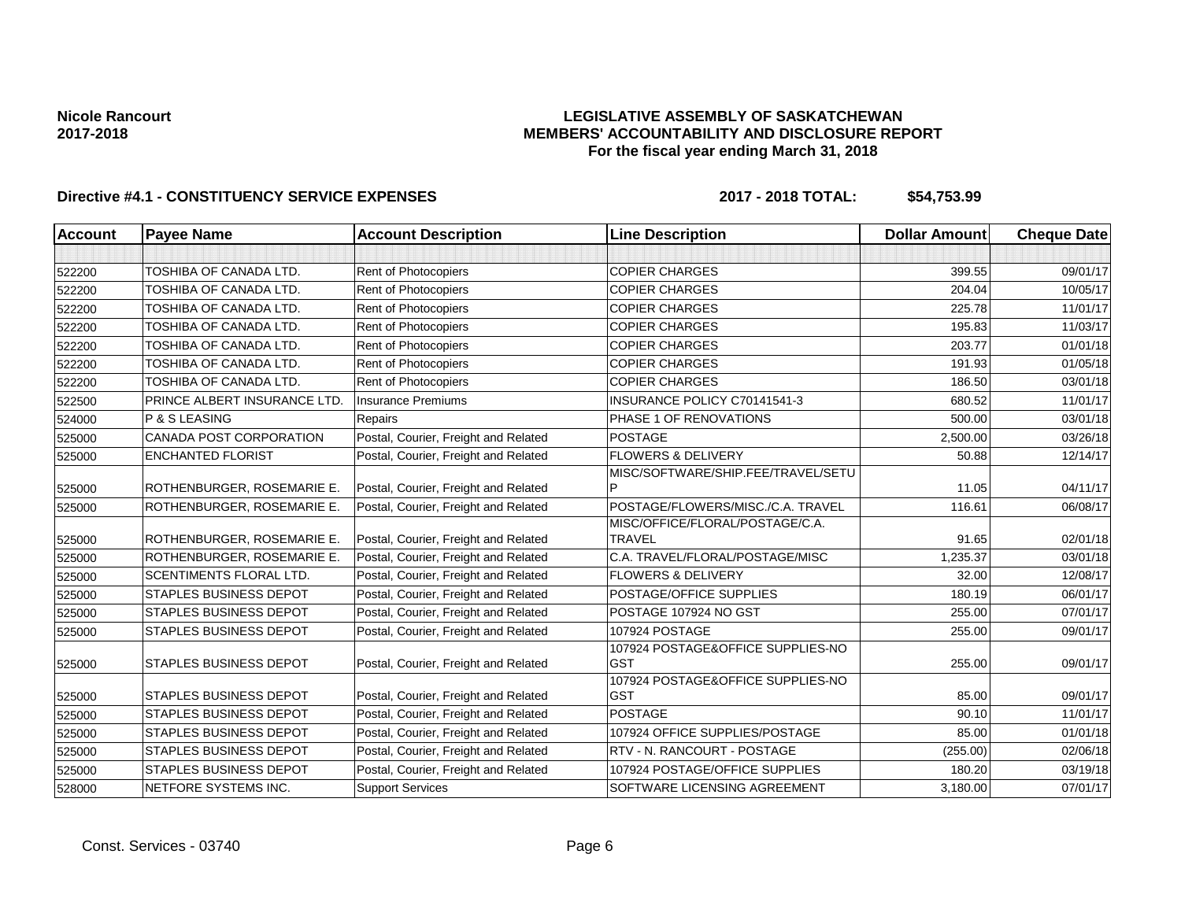**Nicole Rancourt**
**2017-2018**

**LEGISLATIVE ASSEMBLY OF SASKATCHEWAN**
**MEMBERS' ACCOUNTABILITY AND DISCLOSURE REPORT**
**For the fiscal year ending March 31, 2018**

**Directive #4.1 - CONSTITUENCY SERVICE EXPENSES** **2017 - 2018 TOTAL: $54,753.99**

| Account | Payee Name | Account Description | Line Description | Dollar Amount | Cheque Date |
|---|---|---|---|---|---|
| | | | | | |
| 522200 | TOSHIBA OF CANADA LTD. | Rent of Photocopiers | COPIER CHARGES | 399.55 | 09/01/17 |
| 522200 | TOSHIBA OF CANADA LTD. | Rent of Photocopiers | COPIER CHARGES | 204.04 | 10/05/17 |
| 522200 | TOSHIBA OF CANADA LTD. | Rent of Photocopiers | COPIER CHARGES | 225.78 | 11/01/17 |
| 522200 | TOSHIBA OF CANADA LTD. | Rent of Photocopiers | COPIER CHARGES | 195.83 | 11/03/17 |
| 522200 | TOSHIBA OF CANADA LTD. | Rent of Photocopiers | COPIER CHARGES | 203.77 | 01/01/18 |
| 522200 | TOSHIBA OF CANADA LTD. | Rent of Photocopiers | COPIER CHARGES | 191.93 | 01/05/18 |
| 522200 | TOSHIBA OF CANADA LTD. | Rent of Photocopiers | COPIER CHARGES | 186.50 | 03/01/18 |
| 522500 | PRINCE ALBERT INSURANCE LTD. | Insurance Premiums | INSURANCE POLICY C70141541-3 | 680.52 | 11/01/17 |
| 524000 | P & S LEASING | Repairs | PHASE 1 OF RENOVATIONS | 500.00 | 03/01/18 |
| 525000 | CANADA POST CORPORATION | Postal, Courier, Freight and Related | POSTAGE | 2,500.00 | 03/26/18 |
| 525000 | ENCHANTED FLORIST | Postal, Courier, Freight and Related | FLOWERS & DELIVERY | 50.88 | 12/14/17 |
| 525000 | ROTHENBURGER, ROSEMARIE E. | Postal, Courier, Freight and Related | MISC/SOFTWARE/SHIP.FEE/TRAVEL/SETUP | 11.05 | 04/11/17 |
| 525000 | ROTHENBURGER, ROSEMARIE E. | Postal, Courier, Freight and Related | POSTAGE/FLOWERS/MISC./C.A. TRAVEL | 116.61 | 06/08/17 |
| 525000 | ROTHENBURGER, ROSEMARIE E. | Postal, Courier, Freight and Related | MISC/OFFICE/FLORAL/POSTAGE/C.A. TRAVEL | 91.65 | 02/01/18 |
| 525000 | ROTHENBURGER, ROSEMARIE E. | Postal, Courier, Freight and Related | C.A. TRAVEL/FLORAL/POSTAGE/MISC | 1,235.37 | 03/01/18 |
| 525000 | SCENTIMENTS FLORAL LTD. | Postal, Courier, Freight and Related | FLOWERS & DELIVERY | 32.00 | 12/08/17 |
| 525000 | STAPLES BUSINESS DEPOT | Postal, Courier, Freight and Related | POSTAGE/OFFICE SUPPLIES | 180.19 | 06/01/17 |
| 525000 | STAPLES BUSINESS DEPOT | Postal, Courier, Freight and Related | POSTAGE 107924 NO GST | 255.00 | 07/01/17 |
| 525000 | STAPLES BUSINESS DEPOT | Postal, Courier, Freight and Related | 107924 POSTAGE | 255.00 | 09/01/17 |
| 525000 | STAPLES BUSINESS DEPOT | Postal, Courier, Freight and Related | 107924 POSTAGE&OFFICE SUPPLIES-NO GST | 255.00 | 09/01/17 |
| 525000 | STAPLES BUSINESS DEPOT | Postal, Courier, Freight and Related | 107924 POSTAGE&OFFICE SUPPLIES-NO GST | 85.00 | 09/01/17 |
| 525000 | STAPLES BUSINESS DEPOT | Postal, Courier, Freight and Related | POSTAGE | 90.10 | 11/01/17 |
| 525000 | STAPLES BUSINESS DEPOT | Postal, Courier, Freight and Related | 107924 OFFICE SUPPLIES/POSTAGE | 85.00 | 01/01/18 |
| 525000 | STAPLES BUSINESS DEPOT | Postal, Courier, Freight and Related | RTV - N. RANCOURT - POSTAGE | (255.00) | 02/06/18 |
| 525000 | STAPLES BUSINESS DEPOT | Postal, Courier, Freight and Related | 107924 POSTAGE/OFFICE SUPPLIES | 180.20 | 03/19/18 |
| 528000 | NETFORE SYSTEMS INC. | Support Services | SOFTWARE LICENSING AGREEMENT | 3,180.00 | 07/01/17 |

Const. Services - 03740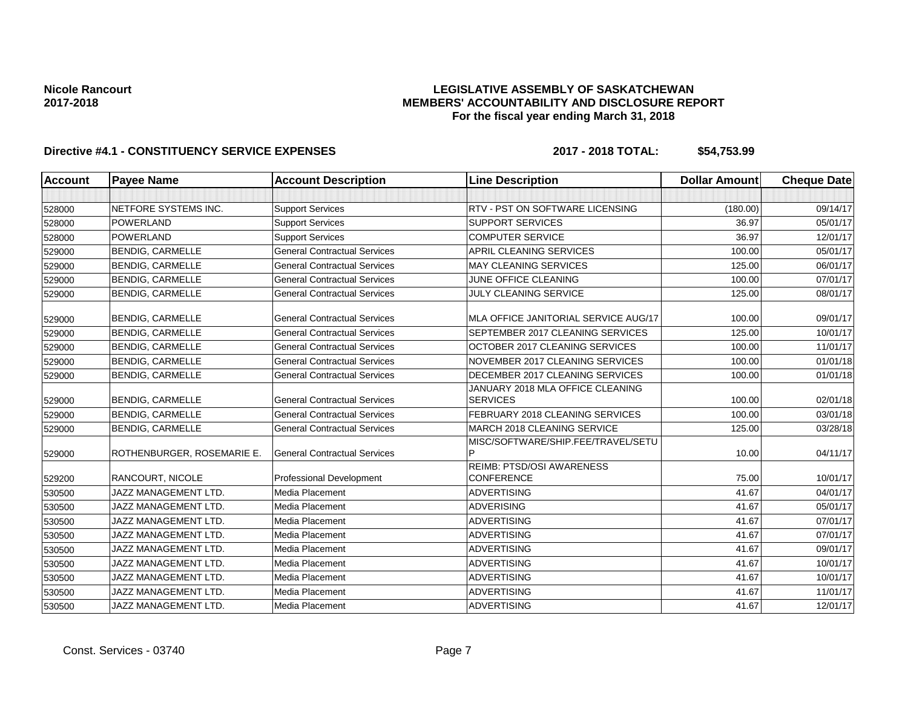**Nicole Rancourt**
**2017-2018**

**LEGISLATIVE ASSEMBLY OF SASKATCHEWAN**
**MEMBERS' ACCOUNTABILITY AND DISCLOSURE REPORT**
**For the fiscal year ending March 31, 2018**

**Directive #4.1 - CONSTITUENCY SERVICE EXPENSES** **2017 - 2018 TOTAL: $54,753.99**

| Account | Payee Name | Account Description | Line Description | Dollar Amount | Cheque Date |
|---|---|---|---|---|---|
| | | | | | |
| 528000 | NETFORE SYSTEMS INC. | Support Services | RTV - PST ON SOFTWARE LICENSING | (180.00) | 09/14/17 |
| 528000 | POWERLAND | Support Services | SUPPORT SERVICES | 36.97 | 05/01/17 |
| 528000 | POWERLAND | Support Services | COMPUTER SERVICE | 36.97 | 12/01/17 |
| 529000 | BENDIG, CARMELLE | General Contractual Services | APRIL CLEANING SERVICES | 100.00 | 05/01/17 |
| 529000 | BENDIG, CARMELLE | General Contractual Services | MAY CLEANING SERVICES | 125.00 | 06/01/17 |
| 529000 | BENDIG, CARMELLE | General Contractual Services | JUNE OFFICE CLEANING | 100.00 | 07/01/17 |
| 529000 | BENDIG, CARMELLE | General Contractual Services | JULY CLEANING SERVICE | 125.00 | 08/01/17 |
| 529000 | BENDIG, CARMELLE | General Contractual Services | MLA OFFICE JANITORIAL SERVICE AUG/17 | 100.00 | 09/01/17 |
| 529000 | BENDIG, CARMELLE | General Contractual Services | SEPTEMBER 2017 CLEANING SERVICES | 125.00 | 10/01/17 |
| 529000 | BENDIG, CARMELLE | General Contractual Services | OCTOBER 2017 CLEANING SERVICES | 100.00 | 11/01/17 |
| 529000 | BENDIG, CARMELLE | General Contractual Services | NOVEMBER 2017 CLEANING SERVICES | 100.00 | 01/01/18 |
| 529000 | BENDIG, CARMELLE | General Contractual Services | DECEMBER 2017 CLEANING SERVICES | 100.00 | 01/01/18 |
| 529000 | BENDIG, CARMELLE | General Contractual Services | JANUARY 2018 MLA OFFICE CLEANING SERVICES | 100.00 | 02/01/18 |
| 529000 | BENDIG, CARMELLE | General Contractual Services | FEBRUARY 2018 CLEANING SERVICES | 100.00 | 03/01/18 |
| 529000 | BENDIG, CARMELLE | General Contractual Services | MARCH 2018 CLEANING SERVICE | 125.00 | 03/28/18 |
| 529000 | ROTHENBURGER, ROSEMARIE E. | General Contractual Services | MISC/SOFTWARE/SHIP.FEE/TRAVEL/SETUP | 10.00 | 04/11/17 |
| 529200 | RANCOURT, NICOLE | Professional Development | REIMB: PTSD/OSI AWARENESS CONFERENCE | 75.00 | 10/01/17 |
| 530500 | JAZZ MANAGEMENT LTD. | Media Placement | ADVERTISING | 41.67 | 04/01/17 |
| 530500 | JAZZ MANAGEMENT LTD. | Media Placement | ADVERISING | 41.67 | 05/01/17 |
| 530500 | JAZZ MANAGEMENT LTD. | Media Placement | ADVERTISING | 41.67 | 07/01/17 |
| 530500 | JAZZ MANAGEMENT LTD. | Media Placement | ADVERTISING | 41.67 | 07/01/17 |
| 530500 | JAZZ MANAGEMENT LTD. | Media Placement | ADVERTISING | 41.67 | 09/01/17 |
| 530500 | JAZZ MANAGEMENT LTD. | Media Placement | ADVERTISING | 41.67 | 10/01/17 |
| 530500 | JAZZ MANAGEMENT LTD. | Media Placement | ADVERTISING | 41.67 | 10/01/17 |
| 530500 | JAZZ MANAGEMENT LTD. | Media Placement | ADVERTISING | 41.67 | 11/01/17 |
| 530500 | JAZZ MANAGEMENT LTD. | Media Placement | ADVERTISING | 41.67 | 12/01/17 |

Const. Services - 03740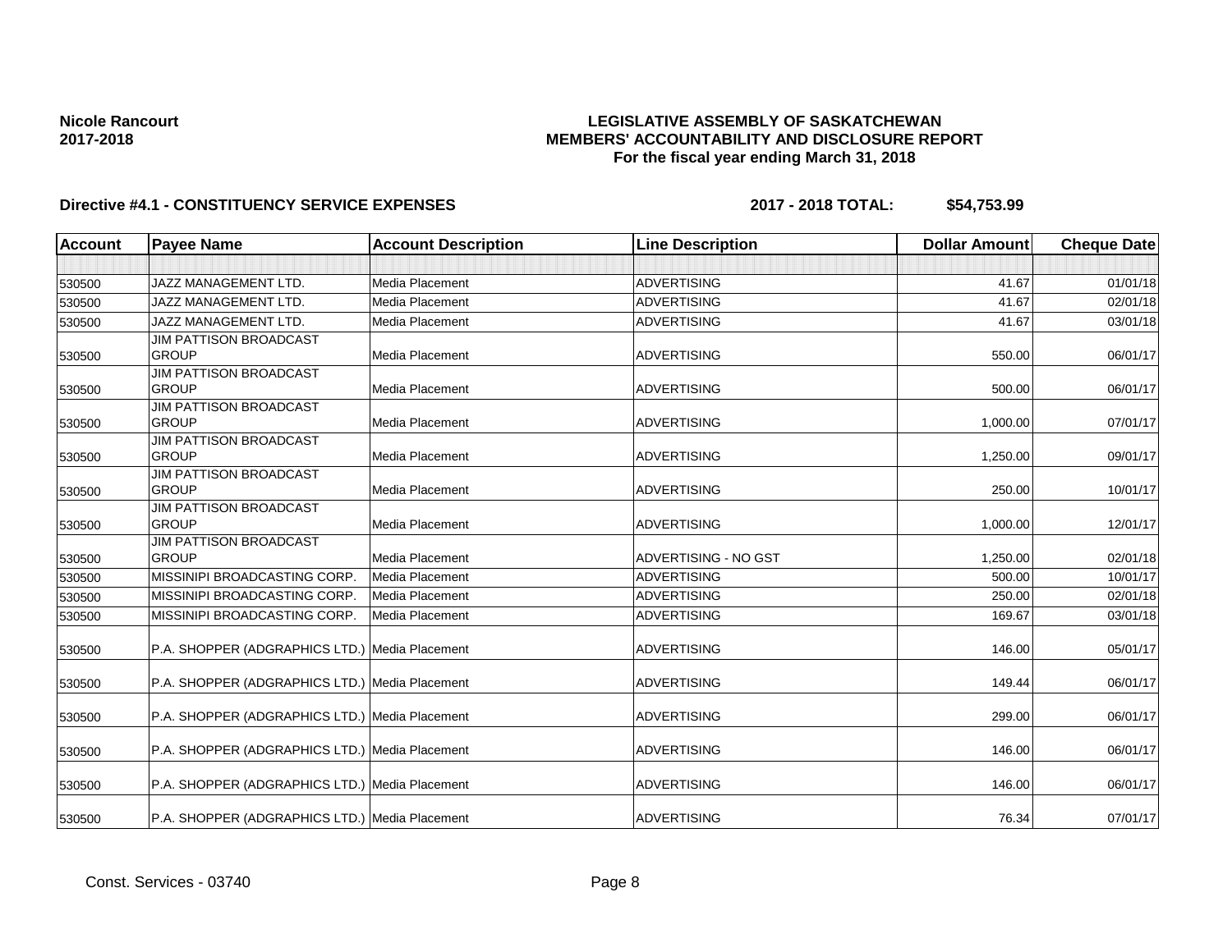**Nicole Rancourt**
**2017-2018**

**LEGISLATIVE ASSEMBLY OF SASKATCHEWAN**
**MEMBERS' ACCOUNTABILITY AND DISCLOSURE REPORT**
**For the fiscal year ending March 31, 2018**

**Directive #4.1 - CONSTITUENCY SERVICE EXPENSES** **2017 - 2018 TOTAL: $54,753.99**

| Account | Payee Name | Account Description | Line Description | Dollar Amount | Cheque Date |
|---|---|---|---|---|---|
| | | | | | |
| 530500 | JAZZ MANAGEMENT LTD. | Media Placement | ADVERTISING | 41.67 | 01/01/18 |
| 530500 | JAZZ MANAGEMENT LTD. | Media Placement | ADVERTISING | 41.67 | 02/01/18 |
| 530500 | JAZZ MANAGEMENT LTD. | Media Placement | ADVERTISING | 41.67 | 03/01/18 |
| 530500 | JIM PATTISON BROADCAST GROUP | Media Placement | ADVERTISING | 550.00 | 06/01/17 |
| 530500 | JIM PATTISON BROADCAST GROUP | Media Placement | ADVERTISING | 500.00 | 06/01/17 |
| 530500 | JIM PATTISON BROADCAST GROUP | Media Placement | ADVERTISING | 1,000.00 | 07/01/17 |
| 530500 | JIM PATTISON BROADCAST GROUP | Media Placement | ADVERTISING | 1,250.00 | 09/01/17 |
| 530500 | JIM PATTISON BROADCAST GROUP | Media Placement | ADVERTISING | 250.00 | 10/01/17 |
| 530500 | JIM PATTISON BROADCAST GROUP | Media Placement | ADVERTISING | 1,000.00 | 12/01/17 |
| 530500 | JIM PATTISON BROADCAST GROUP | Media Placement | ADVERTISING - NO GST | 1,250.00 | 02/01/18 |
| 530500 | MISSINIPI BROADCASTING CORP. | Media Placement | ADVERTISING | 500.00 | 10/01/17 |
| 530500 | MISSINIPI BROADCASTING CORP. | Media Placement | ADVERTISING | 250.00 | 02/01/18 |
| 530500 | MISSINIPI BROADCASTING CORP. | Media Placement | ADVERTISING | 169.67 | 03/01/18 |
| 530500 | P.A. SHOPPER (ADGRAPHICS LTD.) | Media Placement | ADVERTISING | 146.00 | 05/01/17 |
| 530500 | P.A. SHOPPER (ADGRAPHICS LTD.) | Media Placement | ADVERTISING | 149.44 | 06/01/17 |
| 530500 | P.A. SHOPPER (ADGRAPHICS LTD.) | Media Placement | ADVERTISING | 299.00 | 06/01/17 |
| 530500 | P.A. SHOPPER (ADGRAPHICS LTD.) | Media Placement | ADVERTISING | 146.00 | 06/01/17 |
| 530500 | P.A. SHOPPER (ADGRAPHICS LTD.) | Media Placement | ADVERTISING | 146.00 | 06/01/17 |
| 530500 | P.A. SHOPPER (ADGRAPHICS LTD.) | Media Placement | ADVERTISING | 76.34 | 07/01/17 |

Const. Services - 03740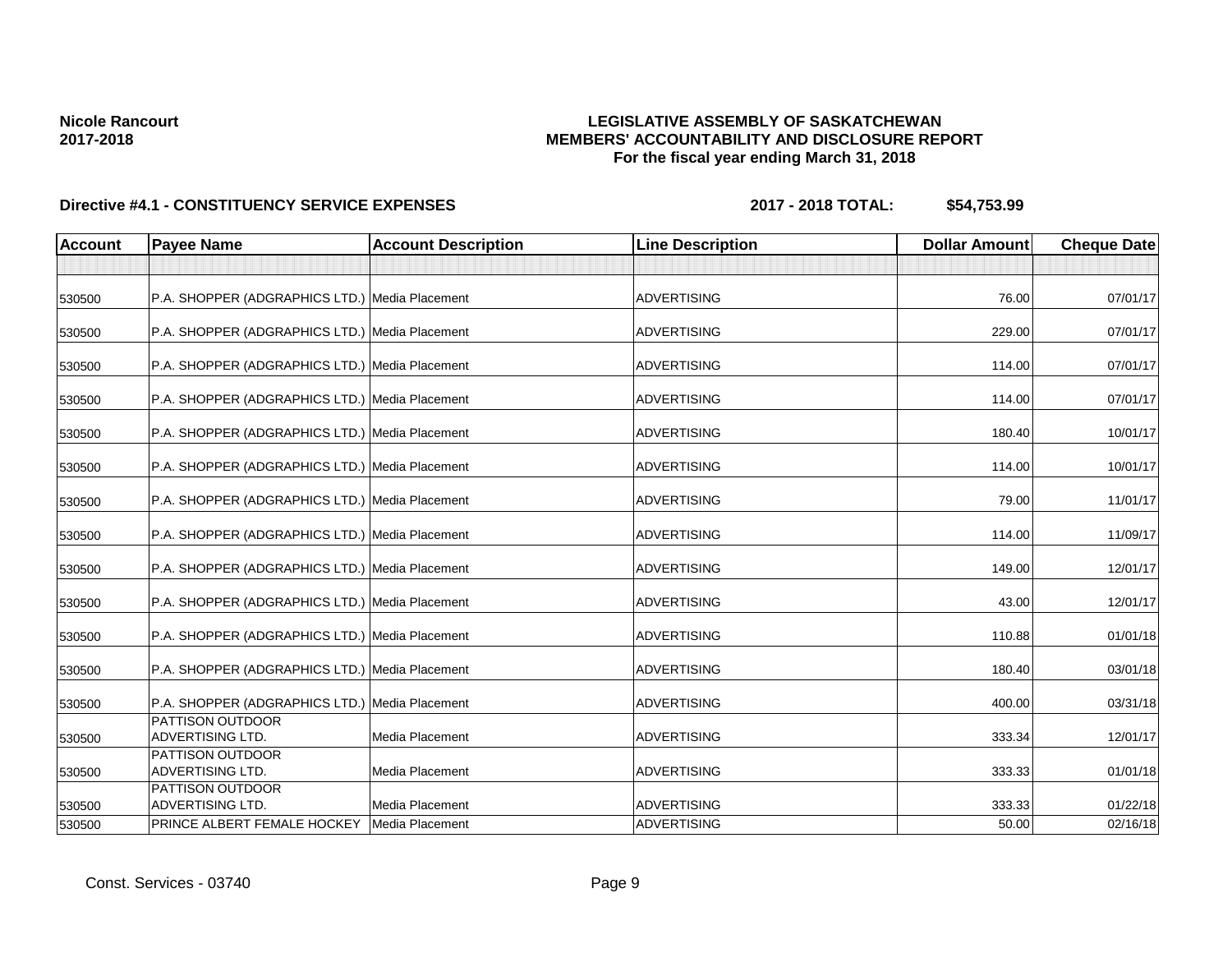**Nicole Rancourt**
**2017-2018**

**LEGISLATIVE ASSEMBLY OF SASKATCHEWAN**
**MEMBERS' ACCOUNTABILITY AND DISCLOSURE REPORT**
**For the fiscal year ending March 31, 2018**

**Directive #4.1 - CONSTITUENCY SERVICE EXPENSES** **2017 - 2018 TOTAL: $54,753.99**

| Account | Payee Name | Account Description | Line Description | Dollar Amount | Cheque Date |
|---|---|---|---|---|---|
| | | | | | |
| 530500 | P.A. SHOPPER (ADGRAPHICS LTD.) | Media Placement | ADVERTISING | 76.00 | 07/01/17 |
| 530500 | P.A. SHOPPER (ADGRAPHICS LTD.) | Media Placement | ADVERTISING | 229.00 | 07/01/17 |
| 530500 | P.A. SHOPPER (ADGRAPHICS LTD.) | Media Placement | ADVERTISING | 114.00 | 07/01/17 |
| 530500 | P.A. SHOPPER (ADGRAPHICS LTD.) | Media Placement | ADVERTISING | 114.00 | 07/01/17 |
| 530500 | P.A. SHOPPER (ADGRAPHICS LTD.) | Media Placement | ADVERTISING | 180.40 | 10/01/17 |
| 530500 | P.A. SHOPPER (ADGRAPHICS LTD.) | Media Placement | ADVERTISING | 114.00 | 10/01/17 |
| 530500 | P.A. SHOPPER (ADGRAPHICS LTD.) | Media Placement | ADVERTISING | 79.00 | 11/01/17 |
| 530500 | P.A. SHOPPER (ADGRAPHICS LTD.) | Media Placement | ADVERTISING | 114.00 | 11/09/17 |
| 530500 | P.A. SHOPPER (ADGRAPHICS LTD.) | Media Placement | ADVERTISING | 149.00 | 12/01/17 |
| 530500 | P.A. SHOPPER (ADGRAPHICS LTD.) | Media Placement | ADVERTISING | 43.00 | 12/01/17 |
| 530500 | P.A. SHOPPER (ADGRAPHICS LTD.) | Media Placement | ADVERTISING | 110.88 | 01/01/18 |
| 530500 | P.A. SHOPPER (ADGRAPHICS LTD.) | Media Placement | ADVERTISING | 180.40 | 03/01/18 |
| 530500 | P.A. SHOPPER (ADGRAPHICS LTD.) | Media Placement | ADVERTISING | 400.00 | 03/31/18 |
| 530500 | PATTISON OUTDOOR ADVERTISING LTD. | Media Placement | ADVERTISING | 333.34 | 12/01/17 |
| 530500 | PATTISON OUTDOOR ADVERTISING LTD. | Media Placement | ADVERTISING | 333.33 | 01/01/18 |
| 530500 | PATTISON OUTDOOR ADVERTISING LTD. | Media Placement | ADVERTISING | 333.33 | 01/22/18 |
| 530500 | PRINCE ALBERT FEMALE HOCKEY | Media Placement | ADVERTISING | 50.00 | 02/16/18 |

Const. Services - 03740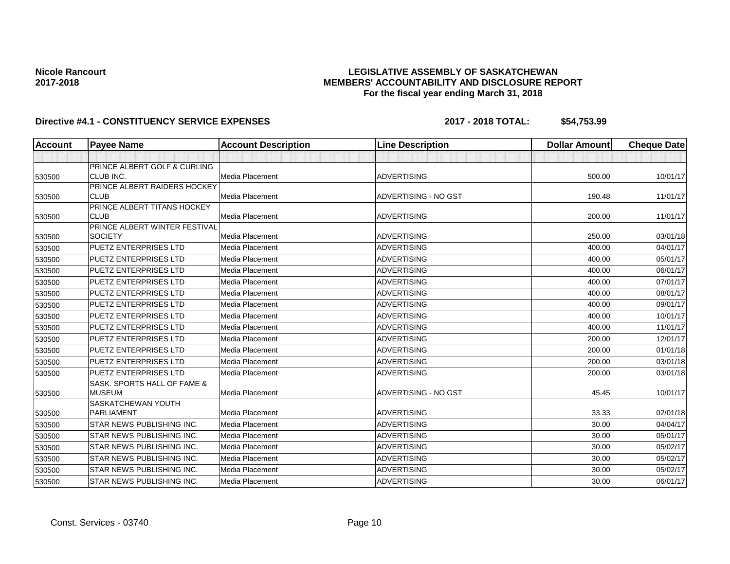**Nicole Rancourt**
**2017-2018**

**LEGISLATIVE ASSEMBLY OF SASKATCHEWAN**
**MEMBERS' ACCOUNTABILITY AND DISCLOSURE REPORT**
**For the fiscal year ending March 31, 2018**

**Directive #4.1 - CONSTITUENCY SERVICE EXPENSES** **2017 - 2018 TOTAL: $54,753.99**

| Account | Payee Name | Account Description | Line Description | Dollar Amount | Cheque Date |
|---|---|---|---|---|---|
| | | | | | |
| 530500 | PRINCE ALBERT GOLF & CURLING CLUB INC. | Media Placement | ADVERTISING | 500.00 | 10/01/17 |
| 530500 | PRINCE ALBERT RAIDERS HOCKEY CLUB | Media Placement | ADVERTISING - NO GST | 190.48 | 11/01/17 |
| 530500 | PRINCE ALBERT TITANS HOCKEY CLUB | Media Placement | ADVERTISING | 200.00 | 11/01/17 |
| 530500 | PRINCE ALBERT WINTER FESTIVAL SOCIETY | Media Placement | ADVERTISING | 250.00 | 03/01/18 |
| 530500 | PUETZ ENTERPRISES LTD | Media Placement | ADVERTISING | 400.00 | 04/01/17 |
| 530500 | PUETZ ENTERPRISES LTD | Media Placement | ADVERTISING | 400.00 | 05/01/17 |
| 530500 | PUETZ ENTERPRISES LTD | Media Placement | ADVERTISING | 400.00 | 06/01/17 |
| 530500 | PUETZ ENTERPRISES LTD | Media Placement | ADVERTISING | 400.00 | 07/01/17 |
| 530500 | PUETZ ENTERPRISES LTD | Media Placement | ADVERTISING | 400.00 | 08/01/17 |
| 530500 | PUETZ ENTERPRISES LTD | Media Placement | ADVERTISING | 400.00 | 09/01/17 |
| 530500 | PUETZ ENTERPRISES LTD | Media Placement | ADVERTISING | 400.00 | 10/01/17 |
| 530500 | PUETZ ENTERPRISES LTD | Media Placement | ADVERTISING | 400.00 | 11/01/17 |
| 530500 | PUETZ ENTERPRISES LTD | Media Placement | ADVERTISING | 200.00 | 12/01/17 |
| 530500 | PUETZ ENTERPRISES LTD | Media Placement | ADVERTISING | 200.00 | 01/01/18 |
| 530500 | PUETZ ENTERPRISES LTD | Media Placement | ADVERTISING | 200.00 | 03/01/18 |
| 530500 | PUETZ ENTERPRISES LTD | Media Placement | ADVERTISING | 200.00 | 03/01/18 |
| 530500 | SASK. SPORTS HALL OF FAME & MUSEUM | Media Placement | ADVERTISING - NO GST | 45.45 | 10/01/17 |
| 530500 | SASKATCHEWAN YOUTH PARLIAMENT | Media Placement | ADVERTISING | 33.33 | 02/01/18 |
| 530500 | STAR NEWS PUBLISHING INC. | Media Placement | ADVERTISING | 30.00 | 04/04/17 |
| 530500 | STAR NEWS PUBLISHING INC. | Media Placement | ADVERTISING | 30.00 | 05/01/17 |
| 530500 | STAR NEWS PUBLISHING INC. | Media Placement | ADVERTISING | 30.00 | 05/02/17 |
| 530500 | STAR NEWS PUBLISHING INC. | Media Placement | ADVERTISING | 30.00 | 05/02/17 |
| 530500 | STAR NEWS PUBLISHING INC. | Media Placement | ADVERTISING | 30.00 | 05/02/17 |
| 530500 | STAR NEWS PUBLISHING INC. | Media Placement | ADVERTISING | 30.00 | 06/01/17 |

Const. Services - 03740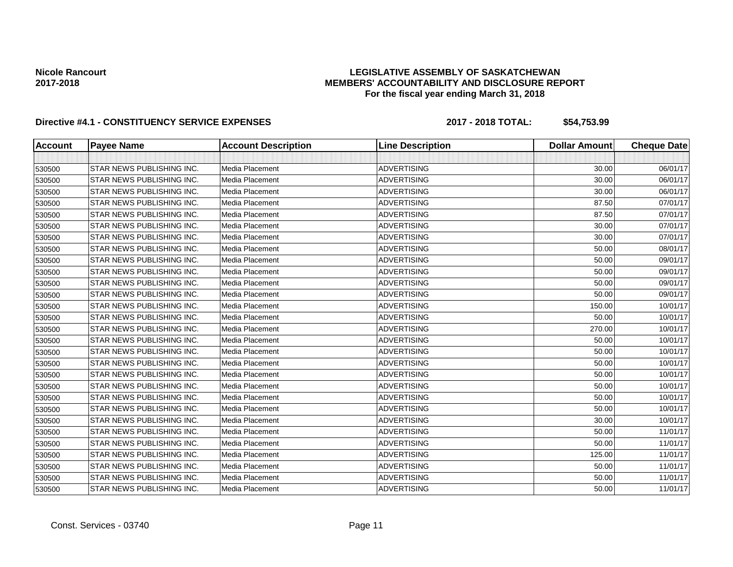**Nicole Rancourt**
**2017-2018**

**LEGISLATIVE ASSEMBLY OF SASKATCHEWAN**
**MEMBERS' ACCOUNTABILITY AND DISCLOSURE REPORT**
**For the fiscal year ending March 31, 2018**

**Directive #4.1 - CONSTITUENCY SERVICE EXPENSES** **2017 - 2018 TOTAL: $54,753.99**

| Account | Payee Name | Account Description | Line Description | Dollar Amount | Cheque Date |
|---|---|---|---|---|---|
| | | | | | |
| 530500 | STAR NEWS PUBLISHING INC. | Media Placement | ADVERTISING | 30.00 | 06/01/17 |
| 530500 | STAR NEWS PUBLISHING INC. | Media Placement | ADVERTISING | 30.00 | 06/01/17 |
| 530500 | STAR NEWS PUBLISHING INC. | Media Placement | ADVERTISING | 30.00 | 06/01/17 |
| 530500 | STAR NEWS PUBLISHING INC. | Media Placement | ADVERTISING | 87.50 | 07/01/17 |
| 530500 | STAR NEWS PUBLISHING INC. | Media Placement | ADVERTISING | 87.50 | 07/01/17 |
| 530500 | STAR NEWS PUBLISHING INC. | Media Placement | ADVERTISING | 30.00 | 07/01/17 |
| 530500 | STAR NEWS PUBLISHING INC. | Media Placement | ADVERTISING | 30.00 | 07/01/17 |
| 530500 | STAR NEWS PUBLISHING INC. | Media Placement | ADVERTISING | 50.00 | 08/01/17 |
| 530500 | STAR NEWS PUBLISHING INC. | Media Placement | ADVERTISING | 50.00 | 09/01/17 |
| 530500 | STAR NEWS PUBLISHING INC. | Media Placement | ADVERTISING | 50.00 | 09/01/17 |
| 530500 | STAR NEWS PUBLISHING INC. | Media Placement | ADVERTISING | 50.00 | 09/01/17 |
| 530500 | STAR NEWS PUBLISHING INC. | Media Placement | ADVERTISING | 50.00 | 09/01/17 |
| 530500 | STAR NEWS PUBLISHING INC. | Media Placement | ADVERTISING | 150.00 | 10/01/17 |
| 530500 | STAR NEWS PUBLISHING INC. | Media Placement | ADVERTISING | 50.00 | 10/01/17 |
| 530500 | STAR NEWS PUBLISHING INC. | Media Placement | ADVERTISING | 270.00 | 10/01/17 |
| 530500 | STAR NEWS PUBLISHING INC. | Media Placement | ADVERTISING | 50.00 | 10/01/17 |
| 530500 | STAR NEWS PUBLISHING INC. | Media Placement | ADVERTISING | 50.00 | 10/01/17 |
| 530500 | STAR NEWS PUBLISHING INC. | Media Placement | ADVERTISING | 50.00 | 10/01/17 |
| 530500 | STAR NEWS PUBLISHING INC. | Media Placement | ADVERTISING | 50.00 | 10/01/17 |
| 530500 | STAR NEWS PUBLISHING INC. | Media Placement | ADVERTISING | 50.00 | 10/01/17 |
| 530500 | STAR NEWS PUBLISHING INC. | Media Placement | ADVERTISING | 50.00 | 10/01/17 |
| 530500 | STAR NEWS PUBLISHING INC. | Media Placement | ADVERTISING | 50.00 | 10/01/17 |
| 530500 | STAR NEWS PUBLISHING INC. | Media Placement | ADVERTISING | 30.00 | 10/01/17 |
| 530500 | STAR NEWS PUBLISHING INC. | Media Placement | ADVERTISING | 50.00 | 11/01/17 |
| 530500 | STAR NEWS PUBLISHING INC. | Media Placement | ADVERTISING | 50.00 | 11/01/17 |
| 530500 | STAR NEWS PUBLISHING INC. | Media Placement | ADVERTISING | 125.00 | 11/01/17 |
| 530500 | STAR NEWS PUBLISHING INC. | Media Placement | ADVERTISING | 50.00 | 11/01/17 |
| 530500 | STAR NEWS PUBLISHING INC. | Media Placement | ADVERTISING | 50.00 | 11/01/17 |
| 530500 | STAR NEWS PUBLISHING INC. | Media Placement | ADVERTISING | 50.00 | 11/01/17 |

Const. Services - 03740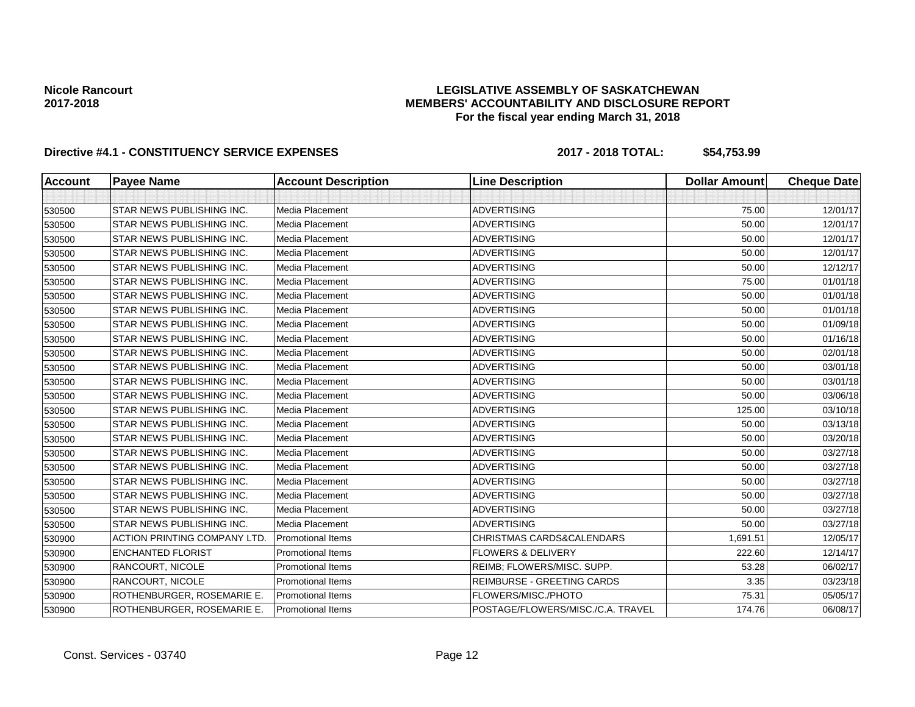**Nicole Rancourt**
**2017-2018**

# LEGISLATIVE ASSEMBLY OF SASKATCHEWAN
## MEMBERS' ACCOUNTABILITY AND DISCLOSURE REPORT
### For the fiscal year ending March 31, 2018

**Directive #4.1 - CONSTITUENCY SERVICE EXPENSES** **2017 - 2018 TOTAL: $54,753.99**

| Account | Payee Name | Account Description | Line Description | Dollar Amount | Cheque Date |
|---|---|---|---|---|---|
| | | | | | |
| 530500 | STAR NEWS PUBLISHING INC. | Media Placement | ADVERTISING | 75.00 | 12/01/17 |
| 530500 | STAR NEWS PUBLISHING INC. | Media Placement | ADVERTISING | 50.00 | 12/01/17 |
| 530500 | STAR NEWS PUBLISHING INC. | Media Placement | ADVERTISING | 50.00 | 12/01/17 |
| 530500 | STAR NEWS PUBLISHING INC. | Media Placement | ADVERTISING | 50.00 | 12/01/17 |
| 530500 | STAR NEWS PUBLISHING INC. | Media Placement | ADVERTISING | 50.00 | 12/12/17 |
| 530500 | STAR NEWS PUBLISHING INC. | Media Placement | ADVERTISING | 75.00 | 01/01/18 |
| 530500 | STAR NEWS PUBLISHING INC. | Media Placement | ADVERTISING | 50.00 | 01/01/18 |
| 530500 | STAR NEWS PUBLISHING INC. | Media Placement | ADVERTISING | 50.00 | 01/01/18 |
| 530500 | STAR NEWS PUBLISHING INC. | Media Placement | ADVERTISING | 50.00 | 01/09/18 |
| 530500 | STAR NEWS PUBLISHING INC. | Media Placement | ADVERTISING | 50.00 | 01/16/18 |
| 530500 | STAR NEWS PUBLISHING INC. | Media Placement | ADVERTISING | 50.00 | 02/01/18 |
| 530500 | STAR NEWS PUBLISHING INC. | Media Placement | ADVERTISING | 50.00 | 03/01/18 |
| 530500 | STAR NEWS PUBLISHING INC. | Media Placement | ADVERTISING | 50.00 | 03/01/18 |
| 530500 | STAR NEWS PUBLISHING INC. | Media Placement | ADVERTISING | 50.00 | 03/06/18 |
| 530500 | STAR NEWS PUBLISHING INC. | Media Placement | ADVERTISING | 125.00 | 03/10/18 |
| 530500 | STAR NEWS PUBLISHING INC. | Media Placement | ADVERTISING | 50.00 | 03/13/18 |
| 530500 | STAR NEWS PUBLISHING INC. | Media Placement | ADVERTISING | 50.00 | 03/20/18 |
| 530500 | STAR NEWS PUBLISHING INC. | Media Placement | ADVERTISING | 50.00 | 03/27/18 |
| 530500 | STAR NEWS PUBLISHING INC. | Media Placement | ADVERTISING | 50.00 | 03/27/18 |
| 530500 | STAR NEWS PUBLISHING INC. | Media Placement | ADVERTISING | 50.00 | 03/27/18 |
| 530500 | STAR NEWS PUBLISHING INC. | Media Placement | ADVERTISING | 50.00 | 03/27/18 |
| 530500 | STAR NEWS PUBLISHING INC. | Media Placement | ADVERTISING | 50.00 | 03/27/18 |
| 530500 | STAR NEWS PUBLISHING INC. | Media Placement | ADVERTISING | 50.00 | 03/27/18 |
| 530900 | ACTION PRINTING COMPANY LTD. | Promotional Items | CHRISTMAS CARDS&CALENDARS | 1,691.51 | 12/05/17 |
| 530900 | ENCHANTED FLORIST | Promotional Items | FLOWERS & DELIVERY | 222.60 | 12/14/17 |
| 530900 | RANCOURT, NICOLE | Promotional Items | REIMB; FLOWERS/MISC. SUPP. | 53.28 | 06/02/17 |
| 530900 | RANCOURT, NICOLE | Promotional Items | REIMBURSE - GREETING CARDS | 3.35 | 03/23/18 |
| 530900 | ROTHENBURGER, ROSEMARIE E. | Promotional Items | FLOWERS/MISC./PHOTO | 75.31 | 05/05/17 |
| 530900 | ROTHENBURGER, ROSEMARIE E. | Promotional Items | POSTAGE/FLOWERS/MISC./C.A. TRAVEL | 174.76 | 06/08/17 |

Const. Services - 03740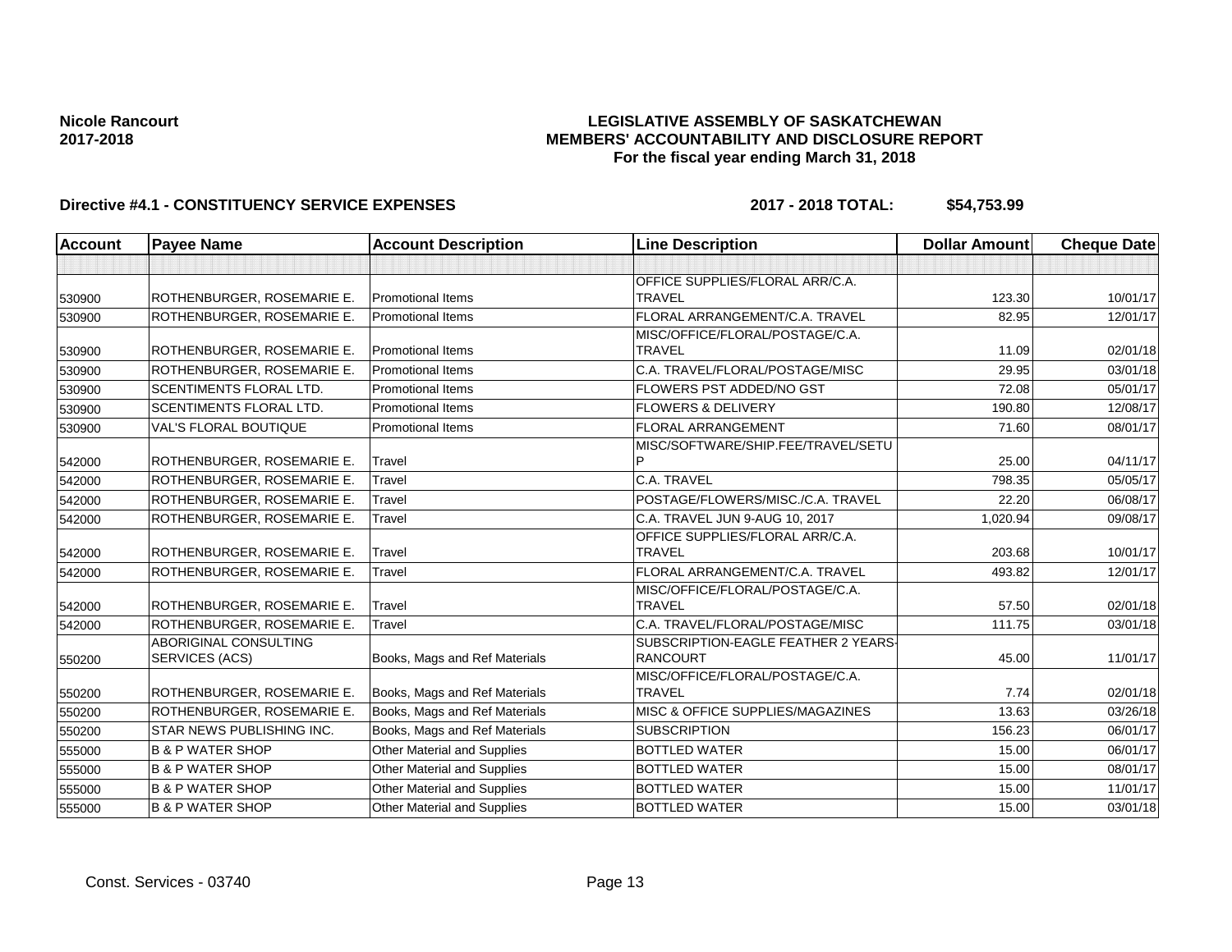**Nicole Rancourt**
**2017-2018**

**LEGISLATIVE ASSEMBLY OF SASKATCHEWAN**
**MEMBERS' ACCOUNTABILITY AND DISCLOSURE REPORT**
**For the fiscal year ending March 31, 2018**

**Directive #4.1 - CONSTITUENCY SERVICE EXPENSES** **2017 - 2018 TOTAL: $54,753.99**

| Account | Payee Name | Account Description | Line Description | Dollar Amount | Cheque Date |
|---|---|---|---|---|---|
| | | | | | |
| 530900 | ROTHENBURGER, ROSEMARIE E. | Promotional Items | OFFICE SUPPLIES/FLORAL ARR/C.A. TRAVEL | 123.30 | 10/01/17 |
| 530900 | ROTHENBURGER, ROSEMARIE E. | Promotional Items | FLORAL ARRANGEMENT/C.A. TRAVEL | 82.95 | 12/01/17 |
| 530900 | ROTHENBURGER, ROSEMARIE E. | Promotional Items | MISC/OFFICE/FLORAL/POSTAGE/C.A. TRAVEL | 11.09 | 02/01/18 |
| 530900 | ROTHENBURGER, ROSEMARIE E. | Promotional Items | C.A. TRAVEL/FLORAL/POSTAGE/MISC | 29.95 | 03/01/18 |
| 530900 | SCENTIMENTS FLORAL LTD. | Promotional Items | FLOWERS PST ADDED/NO GST | 72.08 | 05/01/17 |
| 530900 | SCENTIMENTS FLORAL LTD. | Promotional Items | FLOWERS & DELIVERY | 190.80 | 12/08/17 |
| 530900 | VAL'S FLORAL BOUTIQUE | Promotional Items | FLORAL ARRANGEMENT | 71.60 | 08/01/17 |
| 542000 | ROTHENBURGER, ROSEMARIE E. | Travel | MISC/SOFTWARE/SHIP.FEE/TRAVEL/SETUP | 25.00 | 04/11/17 |
| 542000 | ROTHENBURGER, ROSEMARIE E. | Travel | C.A. TRAVEL | 798.35 | 05/05/17 |
| 542000 | ROTHENBURGER, ROSEMARIE E. | Travel | POSTAGE/FLOWERS/MISC./C.A. TRAVEL | 22.20 | 06/08/17 |
| 542000 | ROTHENBURGER, ROSEMARIE E. | Travel | C.A. TRAVEL JUN 9-AUG 10, 2017 | 1,020.94 | 09/08/17 |
| 542000 | ROTHENBURGER, ROSEMARIE E. | Travel | OFFICE SUPPLIES/FLORAL ARR/C.A. TRAVEL | 203.68 | 10/01/17 |
| 542000 | ROTHENBURGER, ROSEMARIE E. | Travel | FLORAL ARRANGEMENT/C.A. TRAVEL | 493.82 | 12/01/17 |
| 542000 | ROTHENBURGER, ROSEMARIE E. | Travel | MISC/OFFICE/FLORAL/POSTAGE/C.A. TRAVEL | 57.50 | 02/01/18 |
| 542000 | ROTHENBURGER, ROSEMARIE E. | Travel | C.A. TRAVEL/FLORAL/POSTAGE/MISC | 111.75 | 03/01/18 |
| 550200 | ABORIGINAL CONSULTING SERVICES (ACS) | Books, Mags and Ref Materials | SUBSCRIPTION-EAGLE FEATHER 2 YEARS-RANCOURT | 45.00 | 11/01/17 |
| 550200 | ROTHENBURGER, ROSEMARIE E. | Books, Mags and Ref Materials | MISC/OFFICE/FLORAL/POSTAGE/C.A. TRAVEL | 7.74 | 02/01/18 |
| 550200 | ROTHENBURGER, ROSEMARIE E. | Books, Mags and Ref Materials | MISC & OFFICE SUPPLIES/MAGAZINES | 13.63 | 03/26/18 |
| 550200 | STAR NEWS PUBLISHING INC. | Books, Mags and Ref Materials | SUBSCRIPTION | 156.23 | 06/01/17 |
| 555000 | B & P WATER SHOP | Other Material and Supplies | BOTTLED WATER | 15.00 | 06/01/17 |
| 555000 | B & P WATER SHOP | Other Material and Supplies | BOTTLED WATER | 15.00 | 08/01/17 |
| 555000 | B & P WATER SHOP | Other Material and Supplies | BOTTLED WATER | 15.00 | 11/01/17 |
| 555000 | B & P WATER SHOP | Other Material and Supplies | BOTTLED WATER | 15.00 | 03/01/18 |

Const. Services - 03740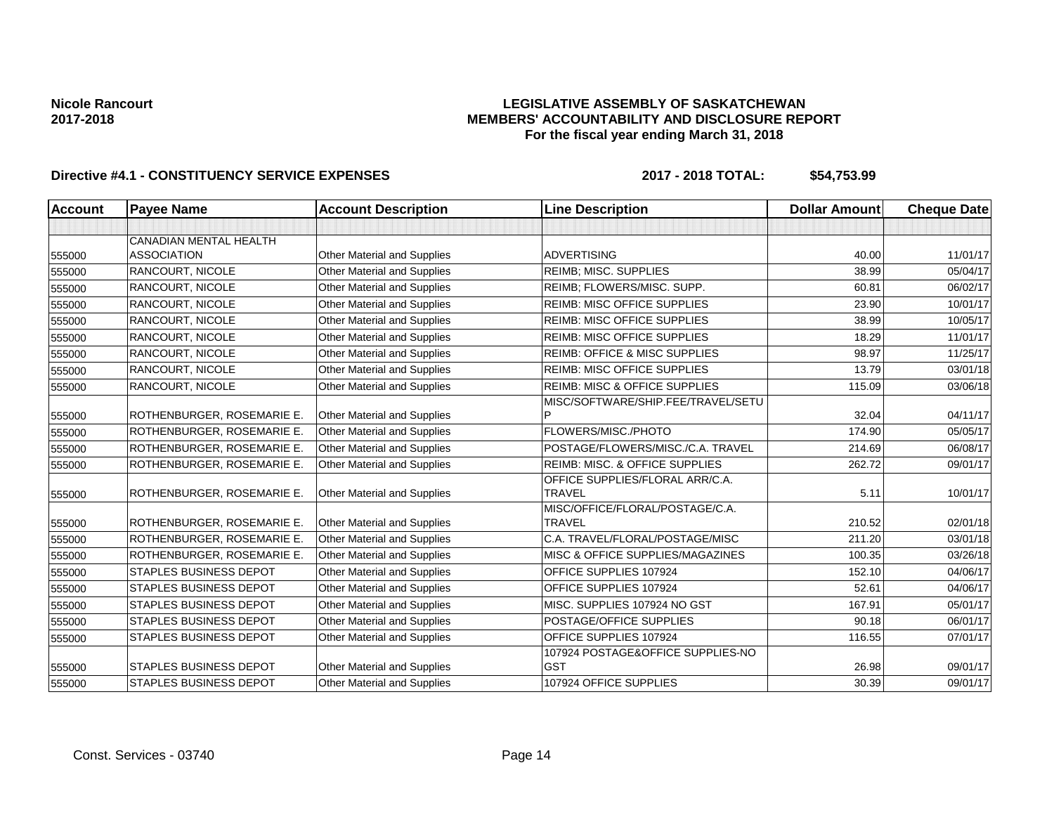**Nicole Rancourt**
**2017-2018**

**LEGISLATIVE ASSEMBLY OF SASKATCHEWAN**
**MEMBERS' ACCOUNTABILITY AND DISCLOSURE REPORT**
**For the fiscal year ending March 31, 2018**

**Directive #4.1 - CONSTITUENCY SERVICE EXPENSES** **2017 - 2018 TOTAL: $54,753.99**

| Account | Payee Name | Account Description | Line Description | Dollar Amount | Cheque Date |
|---|---|---|---|---|---|
| | | | | | |
| 555000 | CANADIAN MENTAL HEALTH ASSOCIATION | Other Material and Supplies | ADVERTISING | 40.00 | 11/01/17 |
| 555000 | RANCOURT, NICOLE | Other Material and Supplies | REIMB; MISC. SUPPLIES | 38.99 | 05/04/17 |
| 555000 | RANCOURT, NICOLE | Other Material and Supplies | REIMB; FLOWERS/MISC. SUPP. | 60.81 | 06/02/17 |
| 555000 | RANCOURT, NICOLE | Other Material and Supplies | REIMB: MISC OFFICE SUPPLIES | 23.90 | 10/01/17 |
| 555000 | RANCOURT, NICOLE | Other Material and Supplies | REIMB: MISC OFFICE SUPPLIES | 38.99 | 10/05/17 |
| 555000 | RANCOURT, NICOLE | Other Material and Supplies | REIMB: MISC OFFICE SUPPLIES | 18.29 | 11/01/17 |
| 555000 | RANCOURT, NICOLE | Other Material and Supplies | REIMB: OFFICE & MISC SUPPLIES | 98.97 | 11/25/17 |
| 555000 | RANCOURT, NICOLE | Other Material and Supplies | REIMB: MISC OFFICE SUPPLIES | 13.79 | 03/01/18 |
| 555000 | RANCOURT, NICOLE | Other Material and Supplies | REIMB: MISC & OFFICE SUPPLIES | 115.09 | 03/06/18 |
| 555000 | ROTHENBURGER, ROSEMARIE E. | Other Material and Supplies | MISC/SOFTWARE/SHIP.FEE/TRAVEL/SETUP | 32.04 | 04/11/17 |
| 555000 | ROTHENBURGER, ROSEMARIE E. | Other Material and Supplies | FLOWERS/MISC./PHOTO | 174.90 | 05/05/17 |
| 555000 | ROTHENBURGER, ROSEMARIE E. | Other Material and Supplies | POSTAGE/FLOWERS/MISC./C.A. TRAVEL | 214.69 | 06/08/17 |
| 555000 | ROTHENBURGER, ROSEMARIE E. | Other Material and Supplies | REIMB: MISC. & OFFICE SUPPLIES | 262.72 | 09/01/17 |
| 555000 | ROTHENBURGER, ROSEMARIE E. | Other Material and Supplies | OFFICE SUPPLIES/FLORAL ARR/C.A. TRAVEL | 5.11 | 10/01/17 |
| 555000 | ROTHENBURGER, ROSEMARIE E. | Other Material and Supplies | MISC/OFFICE/FLORAL/POSTAGE/C.A. TRAVEL | 210.52 | 02/01/18 |
| 555000 | ROTHENBURGER, ROSEMARIE E. | Other Material and Supplies | C.A. TRAVEL/FLORAL/POSTAGE/MISC | 211.20 | 03/01/18 |
| 555000 | ROTHENBURGER, ROSEMARIE E. | Other Material and Supplies | MISC & OFFICE SUPPLIES/MAGAZINES | 100.35 | 03/26/18 |
| 555000 | STAPLES BUSINESS DEPOT | Other Material and Supplies | OFFICE SUPPLIES 107924 | 152.10 | 04/06/17 |
| 555000 | STAPLES BUSINESS DEPOT | Other Material and Supplies | OFFICE SUPPLIES 107924 | 52.61 | 04/06/17 |
| 555000 | STAPLES BUSINESS DEPOT | Other Material and Supplies | MISC. SUPPLIES 107924 NO GST | 167.91 | 05/01/17 |
| 555000 | STAPLES BUSINESS DEPOT | Other Material and Supplies | POSTAGE/OFFICE SUPPLIES | 90.18 | 06/01/17 |
| 555000 | STAPLES BUSINESS DEPOT | Other Material and Supplies | OFFICE SUPPLIES 107924 | 116.55 | 07/01/17 |
| 555000 | STAPLES BUSINESS DEPOT | Other Material and Supplies | 107924 POSTAGE&OFFICE SUPPLIES-NO GST | 26.98 | 09/01/17 |
| 555000 | STAPLES BUSINESS DEPOT | Other Material and Supplies | 107924 OFFICE SUPPLIES | 30.39 | 09/01/17 |

Const. Services - 03740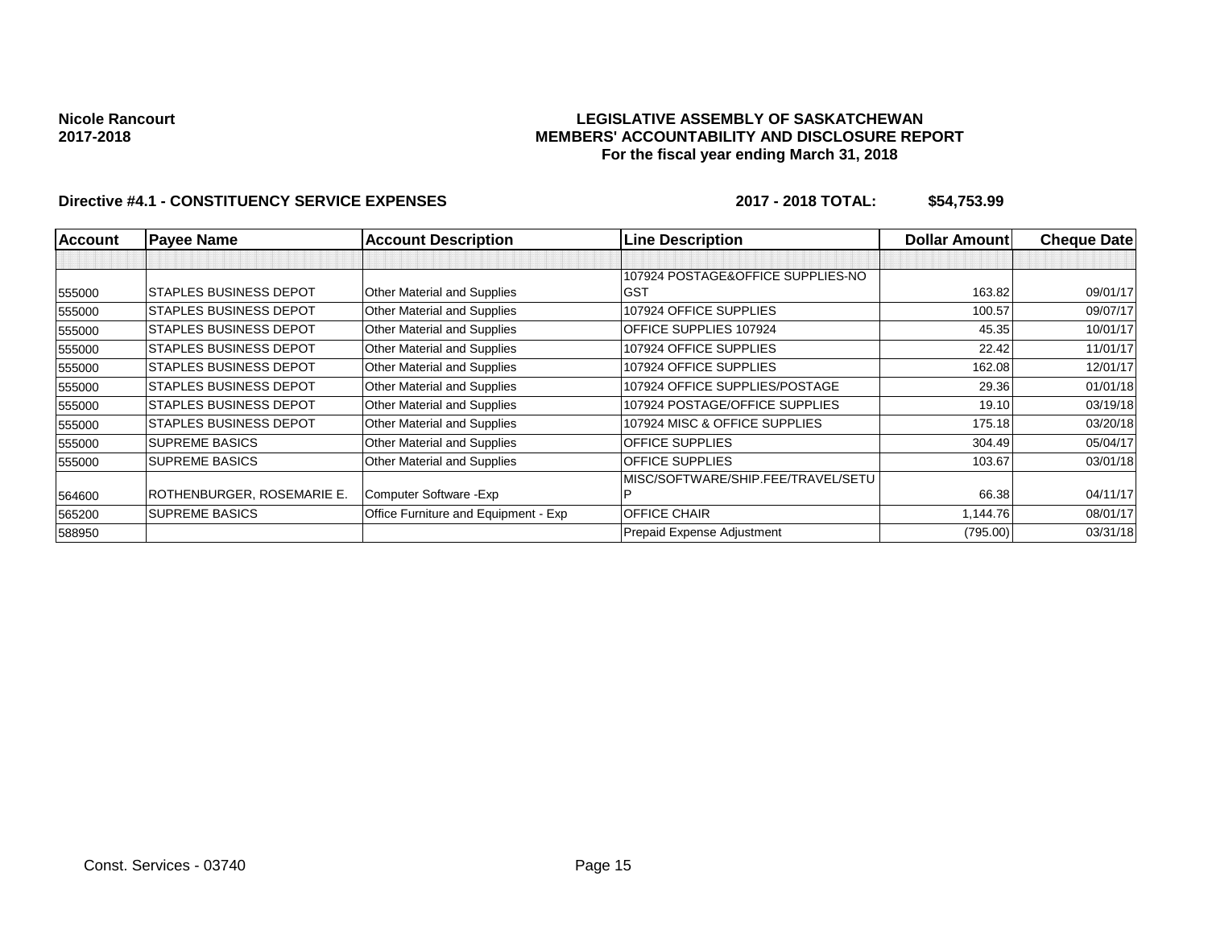**Nicole Rancourt**
**2017-2018**

**LEGISLATIVE ASSEMBLY OF SASKATCHEWAN**
**MEMBERS' ACCOUNTABILITY AND DISCLOSURE REPORT**
**For the fiscal year ending March 31, 2018**

**Directive #4.1 - CONSTITUENCY SERVICE EXPENSES** **2017 - 2018 TOTAL: $54,753.99**

| Account | Payee Name | Account Description | Line Description | Dollar Amount | Cheque Date |
|---|---|---|---|---|---|
| | | | | | |
| 555000 | STAPLES BUSINESS DEPOT | Other Material and Supplies | 107924 POSTAGE&OFFICE SUPPLIES-NO GST | 163.82 | 09/01/17 |
| 555000 | STAPLES BUSINESS DEPOT | Other Material and Supplies | 107924 OFFICE SUPPLIES | 100.57 | 09/07/17 |
| 555000 | STAPLES BUSINESS DEPOT | Other Material and Supplies | OFFICE SUPPLIES 107924 | 45.35 | 10/01/17 |
| 555000 | STAPLES BUSINESS DEPOT | Other Material and Supplies | 107924 OFFICE SUPPLIES | 22.42 | 11/01/17 |
| 555000 | STAPLES BUSINESS DEPOT | Other Material and Supplies | 107924 OFFICE SUPPLIES | 162.08 | 12/01/17 |
| 555000 | STAPLES BUSINESS DEPOT | Other Material and Supplies | 107924 OFFICE SUPPLIES/POSTAGE | 29.36 | 01/01/18 |
| 555000 | STAPLES BUSINESS DEPOT | Other Material and Supplies | 107924 POSTAGE/OFFICE SUPPLIES | 19.10 | 03/19/18 |
| 555000 | STAPLES BUSINESS DEPOT | Other Material and Supplies | 107924 MISC & OFFICE SUPPLIES | 175.18 | 03/20/18 |
| 555000 | SUPREME BASICS | Other Material and Supplies | OFFICE SUPPLIES | 304.49 | 05/04/17 |
| 555000 | SUPREME BASICS | Other Material and Supplies | OFFICE SUPPLIES | 103.67 | 03/01/18 |
| 564600 | ROTHENBURGER, ROSEMARIE E. | Computer Software -Exp | MISC/SOFTWARE/SHIP.FEE/TRAVEL/SETUP | 66.38 | 04/11/17 |
| 565200 | SUPREME BASICS | Office Furniture and Equipment - Exp | OFFICE CHAIR | 1,144.76 | 08/01/17 |
| 588950 | | | Prepaid Expense Adjustment | (795.00) | 03/31/18 |

Const. Services - 03740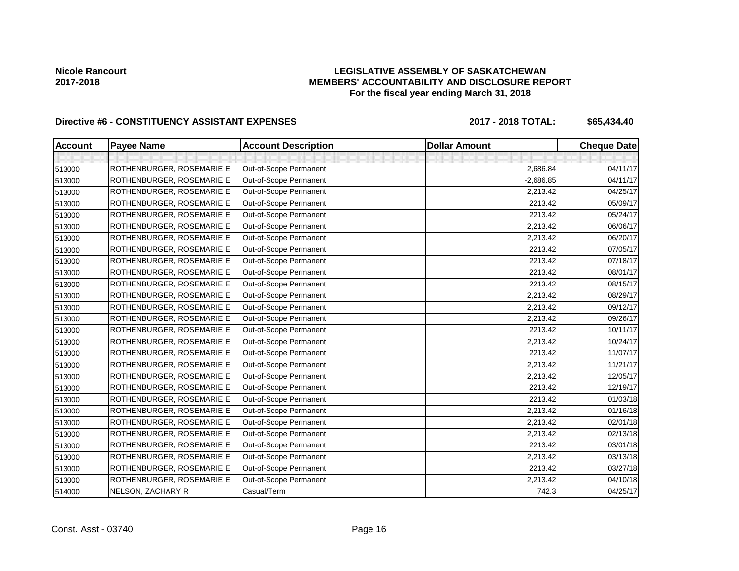**Nicole Rancourt**
**2017-2018**

**LEGISLATIVE ASSEMBLY OF SASKATCHEWAN**
**MEMBERS' ACCOUNTABILITY AND DISCLOSURE REPORT**
**For the fiscal year ending March 31, 2018**

**Directive #6 - CONSTITUENCY ASSISTANT EXPENSES** **2017 - 2018 TOTAL: $65,434.40**

| Account | Payee Name | Account Description | Dollar Amount | Cheque Date |
|---|---|---|---|---|
| | | | | |
| 513000 | ROTHENBURGER, ROSEMARIE E | Out-of-Scope Permanent | 2,686.84 | 04/11/17 |
| 513000 | ROTHENBURGER, ROSEMARIE E | Out-of-Scope Permanent | -2,686.85 | 04/11/17 |
| 513000 | ROTHENBURGER, ROSEMARIE E | Out-of-Scope Permanent | 2,213.42 | 04/25/17 |
| 513000 | ROTHENBURGER, ROSEMARIE E | Out-of-Scope Permanent | 2213.42 | 05/09/17 |
| 513000 | ROTHENBURGER, ROSEMARIE E | Out-of-Scope Permanent | 2213.42 | 05/24/17 |
| 513000 | ROTHENBURGER, ROSEMARIE E | Out-of-Scope Permanent | 2,213.42 | 06/06/17 |
| 513000 | ROTHENBURGER, ROSEMARIE E | Out-of-Scope Permanent | 2,213.42 | 06/20/17 |
| 513000 | ROTHENBURGER, ROSEMARIE E | Out-of-Scope Permanent | 2213.42 | 07/05/17 |
| 513000 | ROTHENBURGER, ROSEMARIE E | Out-of-Scope Permanent | 2213.42 | 07/18/17 |
| 513000 | ROTHENBURGER, ROSEMARIE E | Out-of-Scope Permanent | 2213.42 | 08/01/17 |
| 513000 | ROTHENBURGER, ROSEMARIE E | Out-of-Scope Permanent | 2213.42 | 08/15/17 |
| 513000 | ROTHENBURGER, ROSEMARIE E | Out-of-Scope Permanent | 2,213.42 | 08/29/17 |
| 513000 | ROTHENBURGER, ROSEMARIE E | Out-of-Scope Permanent | 2,213.42 | 09/12/17 |
| 513000 | ROTHENBURGER, ROSEMARIE E | Out-of-Scope Permanent | 2,213.42 | 09/26/17 |
| 513000 | ROTHENBURGER, ROSEMARIE E | Out-of-Scope Permanent | 2213.42 | 10/11/17 |
| 513000 | ROTHENBURGER, ROSEMARIE E | Out-of-Scope Permanent | 2,213.42 | 10/24/17 |
| 513000 | ROTHENBURGER, ROSEMARIE E | Out-of-Scope Permanent | 2213.42 | 11/07/17 |
| 513000 | ROTHENBURGER, ROSEMARIE E | Out-of-Scope Permanent | 2,213.42 | 11/21/17 |
| 513000 | ROTHENBURGER, ROSEMARIE E | Out-of-Scope Permanent | 2,213.42 | 12/05/17 |
| 513000 | ROTHENBURGER, ROSEMARIE E | Out-of-Scope Permanent | 2213.42 | 12/19/17 |
| 513000 | ROTHENBURGER, ROSEMARIE E | Out-of-Scope Permanent | 2213.42 | 01/03/18 |
| 513000 | ROTHENBURGER, ROSEMARIE E | Out-of-Scope Permanent | 2,213.42 | 01/16/18 |
| 513000 | ROTHENBURGER, ROSEMARIE E | Out-of-Scope Permanent | 2,213.42 | 02/01/18 |
| 513000 | ROTHENBURGER, ROSEMARIE E | Out-of-Scope Permanent | 2,213.42 | 02/13/18 |
| 513000 | ROTHENBURGER, ROSEMARIE E | Out-of-Scope Permanent | 2213.42 | 03/01/18 |
| 513000 | ROTHENBURGER, ROSEMARIE E | Out-of-Scope Permanent | 2,213.42 | 03/13/18 |
| 513000 | ROTHENBURGER, ROSEMARIE E | Out-of-Scope Permanent | 2213.42 | 03/27/18 |
| 513000 | ROTHENBURGER, ROSEMARIE E | Out-of-Scope Permanent | 2,213.42 | 04/10/18 |
| 514000 | NELSON, ZACHARY R | Casual/Term | 742.3 | 04/25/17 |

Const. Asst - 03740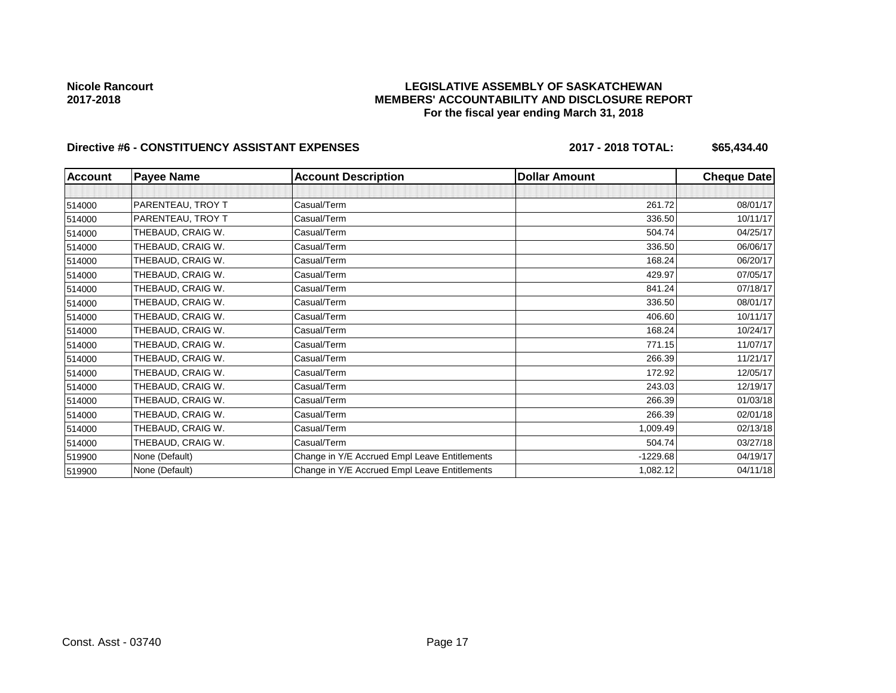**Nicole Rancourt**
**2017-2018**

**LEGISLATIVE ASSEMBLY OF SASKATCHEWAN**
**MEMBERS' ACCOUNTABILITY AND DISCLOSURE REPORT**
**For the fiscal year ending March 31, 2018**

**Directive #6 - CONSTITUENCY ASSISTANT EXPENSES** **2017 - 2018 TOTAL: $65,434.40**

| Account | Payee Name | Account Description | Dollar Amount | Cheque Date |
|---|---|---|---|---|
| | | | | |
| 514000 | PARENTEAU, TROY T | Casual/Term | 261.72 | 08/01/17 |
| 514000 | PARENTEAU, TROY T | Casual/Term | 336.50 | 10/11/17 |
| 514000 | THEBAUD, CRAIG W. | Casual/Term | 504.74 | 04/25/17 |
| 514000 | THEBAUD, CRAIG W. | Casual/Term | 336.50 | 06/06/17 |
| 514000 | THEBAUD, CRAIG W. | Casual/Term | 168.24 | 06/20/17 |
| 514000 | THEBAUD, CRAIG W. | Casual/Term | 429.97 | 07/05/17 |
| 514000 | THEBAUD, CRAIG W. | Casual/Term | 841.24 | 07/18/17 |
| 514000 | THEBAUD, CRAIG W. | Casual/Term | 336.50 | 08/01/17 |
| 514000 | THEBAUD, CRAIG W. | Casual/Term | 406.60 | 10/11/17 |
| 514000 | THEBAUD, CRAIG W. | Casual/Term | 168.24 | 10/24/17 |
| 514000 | THEBAUD, CRAIG W. | Casual/Term | 771.15 | 11/07/17 |
| 514000 | THEBAUD, CRAIG W. | Casual/Term | 266.39 | 11/21/17 |
| 514000 | THEBAUD, CRAIG W. | Casual/Term | 172.92 | 12/05/17 |
| 514000 | THEBAUD, CRAIG W. | Casual/Term | 243.03 | 12/19/17 |
| 514000 | THEBAUD, CRAIG W. | Casual/Term | 266.39 | 01/03/18 |
| 514000 | THEBAUD, CRAIG W. | Casual/Term | 266.39 | 02/01/18 |
| 514000 | THEBAUD, CRAIG W. | Casual/Term | 1,009.49 | 02/13/18 |
| 514000 | THEBAUD, CRAIG W. | Casual/Term | 504.74 | 03/27/18 |
| 519900 | None (Default) | Change in Y/E Accrued Empl Leave Entitlements | -1229.68 | 04/19/17 |
| 519900 | None (Default) | Change in Y/E Accrued Empl Leave Entitlements | 1,082.12 | 04/11/18 |

Const. Asst - 03740